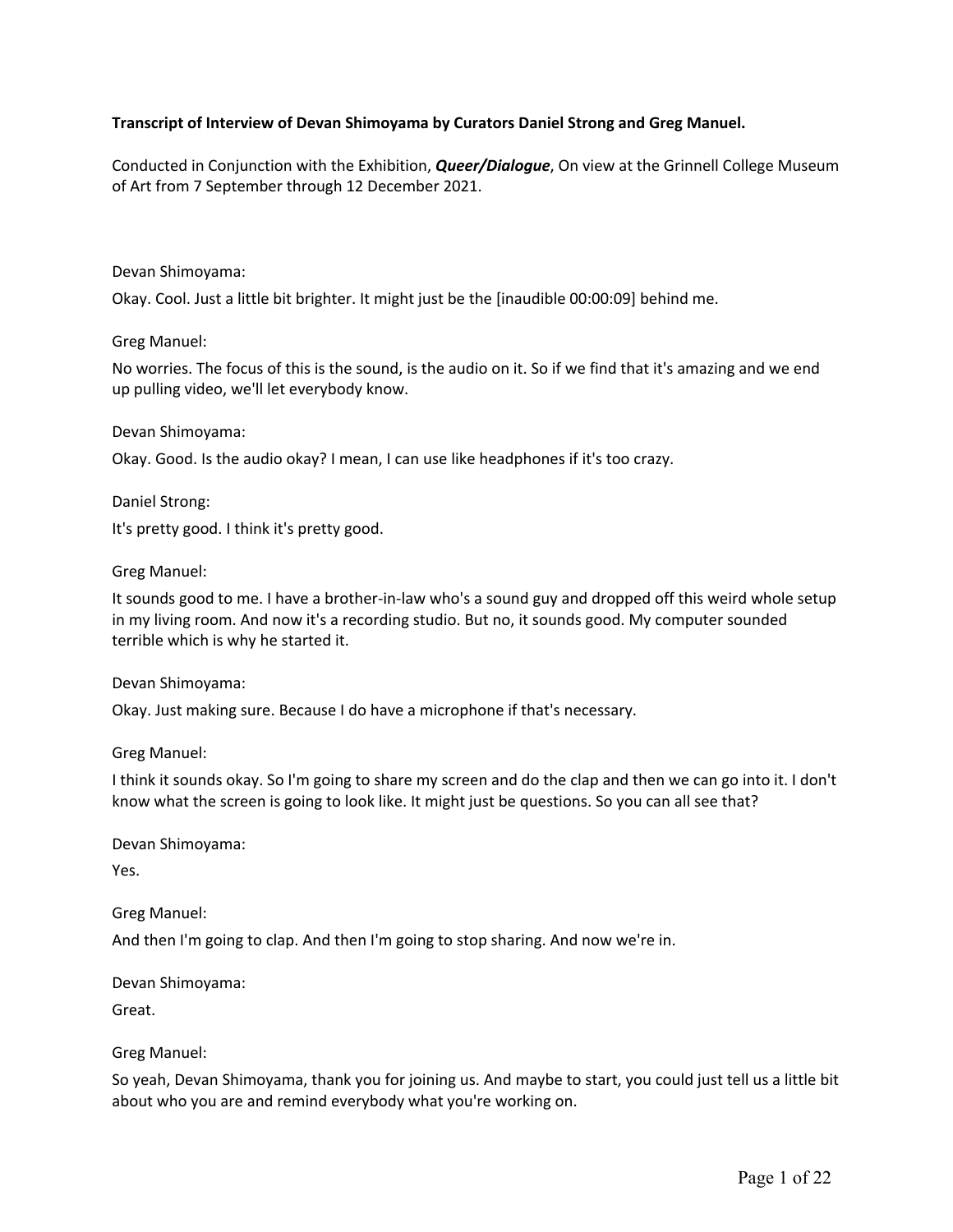**Transcript of Interview of Devan Shimoyama by Curators Daniel Strong and Greg Manuel.**

Conducted in Conjunction with the Exhibition, ***Queer/Dialogue***, On view at the Grinnell College Museum of Art from 7 September through 12 December 2021.

Devan Shimoyama:

Okay. Cool. Just a little bit brighter. It might just be the [inaudible 00:00:09] behind me.

Greg Manuel:

No worries. The focus of this is the sound, is the audio on it. So if we find that it's amazing and we end up pulling video, we'll let everybody know.

Devan Shimoyama:

Okay. Good. Is the audio okay? I mean, I can use like headphones if it's too crazy.

Daniel Strong:

It's pretty good. I think it's pretty good.

Greg Manuel:

It sounds good to me. I have a brother-in-law who's a sound guy and dropped off this weird whole setup in my living room. And now it's a recording studio. But no, it sounds good. My computer sounded terrible which is why he started it.

Devan Shimoyama:

Okay. Just making sure. Because I do have a microphone if that's necessary.

Greg Manuel:

I think it sounds okay. So I'm going to share my screen and do the clap and then we can go into it. I don't know what the screen is going to look like. It might just be questions. So you can all see that?

Devan Shimoyama:

Yes.

Greg Manuel:

And then I'm going to clap. And then I'm going to stop sharing. And now we're in.

Devan Shimoyama:

Great.

Greg Manuel:

So yeah, Devan Shimoyama, thank you for joining us. And maybe to start, you could just tell us a little bit about who you are and remind everybody what you're working on.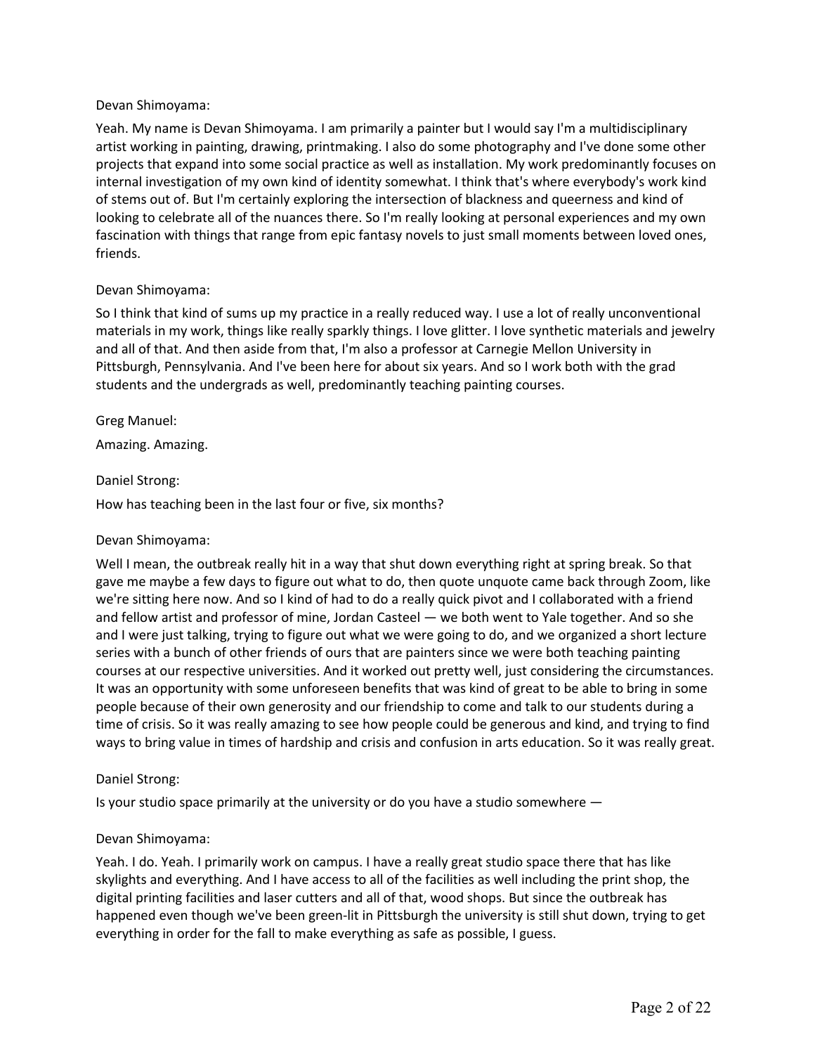Devan Shimoyama:

Yeah. My name is Devan Shimoyama. I am primarily a painter but I would say I'm a multidisciplinary artist working in painting, drawing, printmaking. I also do some photography and I've done some other projects that expand into some social practice as well as installation. My work predominantly focuses on internal investigation of my own kind of identity somewhat. I think that's where everybody's work kind of stems out of. But I'm certainly exploring the intersection of blackness and queerness and kind of looking to celebrate all of the nuances there. So I'm really looking at personal experiences and my own fascination with things that range from epic fantasy novels to just small moments between loved ones, friends.

Devan Shimoyama:

So I think that kind of sums up my practice in a really reduced way. I use a lot of really unconventional materials in my work, things like really sparkly things. I love glitter. I love synthetic materials and jewelry and all of that. And then aside from that, I'm also a professor at Carnegie Mellon University in Pittsburgh, Pennsylvania. And I've been here for about six years. And so I work both with the grad students and the undergrads as well, predominantly teaching painting courses.

Greg Manuel:

Amazing. Amazing.

Daniel Strong:

How has teaching been in the last four or five, six months?

Devan Shimoyama:

Well I mean, the outbreak really hit in a way that shut down everything right at spring break. So that gave me maybe a few days to figure out what to do, then quote unquote came back through Zoom, like we're sitting here now. And so I kind of had to do a really quick pivot and I collaborated with a friend and fellow artist and professor of mine, Jordan Casteel — we both went to Yale together. And so she and I were just talking, trying to figure out what we were going to do, and we organized a short lecture series with a bunch of other friends of ours that are painters since we were both teaching painting courses at our respective universities. And it worked out pretty well, just considering the circumstances. It was an opportunity with some unforeseen benefits that was kind of great to be able to bring in some people because of their own generosity and our friendship to come and talk to our students during a time of crisis. So it was really amazing to see how people could be generous and kind, and trying to find ways to bring value in times of hardship and crisis and confusion in arts education. So it was really great.

Daniel Strong:

Is your studio space primarily at the university or do you have a studio somewhere —

Devan Shimoyama:

Yeah. I do. Yeah. I primarily work on campus. I have a really great studio space there that has like skylights and everything. And I have access to all of the facilities as well including the print shop, the digital printing facilities and laser cutters and all of that, wood shops. But since the outbreak has happened even though we've been green-lit in Pittsburgh the university is still shut down, trying to get everything in order for the fall to make everything as safe as possible, I guess.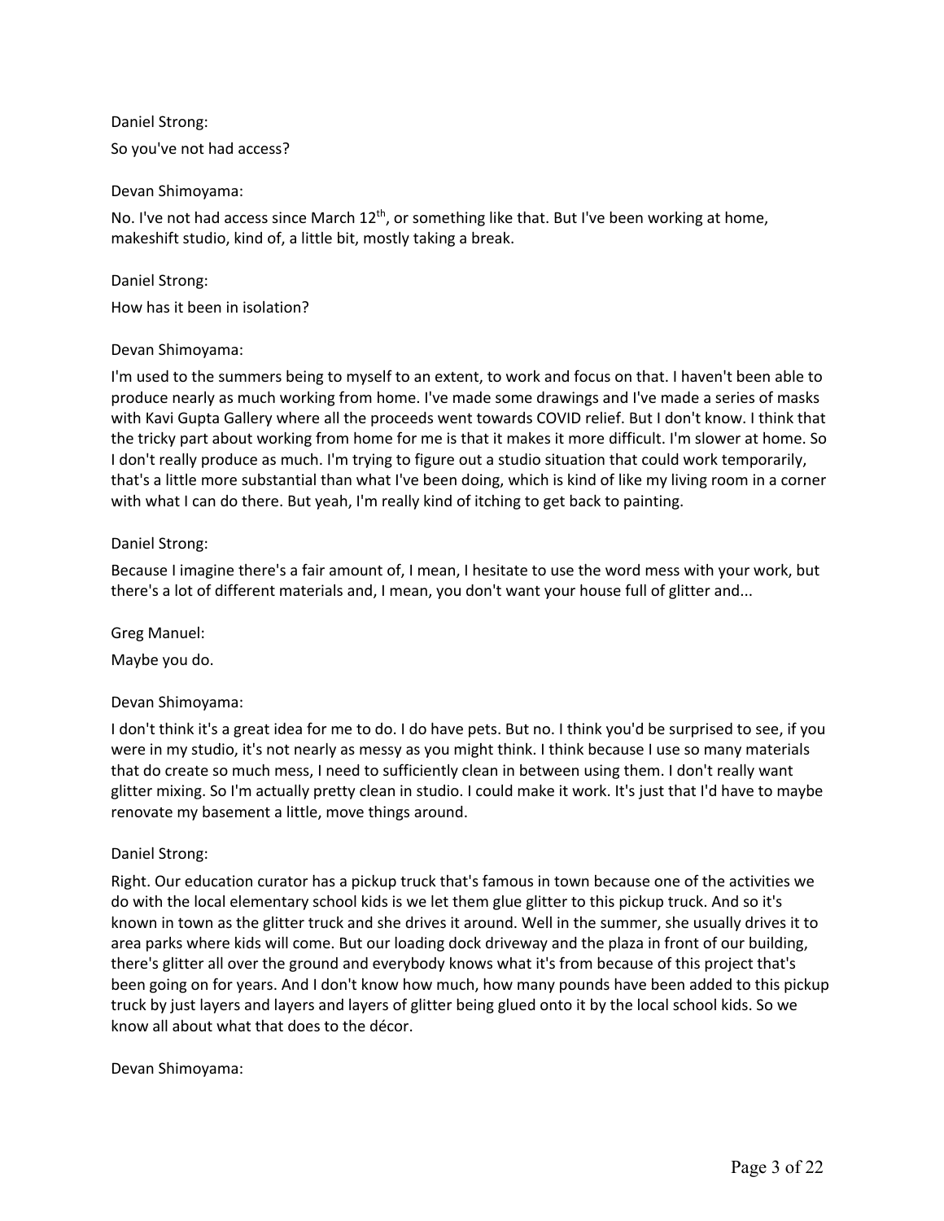Daniel Strong:

So you've not had access?

Devan Shimoyama:

No. I've not had access since March 12th, or something like that. But I've been working at home, makeshift studio, kind of, a little bit, mostly taking a break.

Daniel Strong:

How has it been in isolation?

Devan Shimoyama:

I'm used to the summers being to myself to an extent, to work and focus on that. I haven't been able to produce nearly as much working from home. I've made some drawings and I've made a series of masks with Kavi Gupta Gallery where all the proceeds went towards COVID relief. But I don't know. I think that the tricky part about working from home for me is that it makes it more difficult. I'm slower at home. So I don't really produce as much. I'm trying to figure out a studio situation that could work temporarily, that's a little more substantial than what I've been doing, which is kind of like my living room in a corner with what I can do there. But yeah, I'm really kind of itching to get back to painting.

Daniel Strong:

Because I imagine there's a fair amount of, I mean, I hesitate to use the word mess with your work, but there's a lot of different materials and, I mean, you don't want your house full of glitter and...

Greg Manuel:

Maybe you do.

Devan Shimoyama:

I don't think it's a great idea for me to do. I do have pets. But no. I think you'd be surprised to see, if you were in my studio, it's not nearly as messy as you might think. I think because I use so many materials that do create so much mess, I need to sufficiently clean in between using them. I don't really want glitter mixing. So I'm actually pretty clean in studio. I could make it work. It's just that I'd have to maybe renovate my basement a little, move things around.

Daniel Strong:

Right. Our education curator has a pickup truck that's famous in town because one of the activities we do with the local elementary school kids is we let them glue glitter to this pickup truck. And so it's known in town as the glitter truck and she drives it around. Well in the summer, she usually drives it to area parks where kids will come. But our loading dock driveway and the plaza in front of our building, there's glitter all over the ground and everybody knows what it's from because of this project that's been going on for years. And I don't know how much, how many pounds have been added to this pickup truck by just layers and layers and layers of glitter being glued onto it by the local school kids. So we know all about what that does to the décor.

Devan Shimoyama: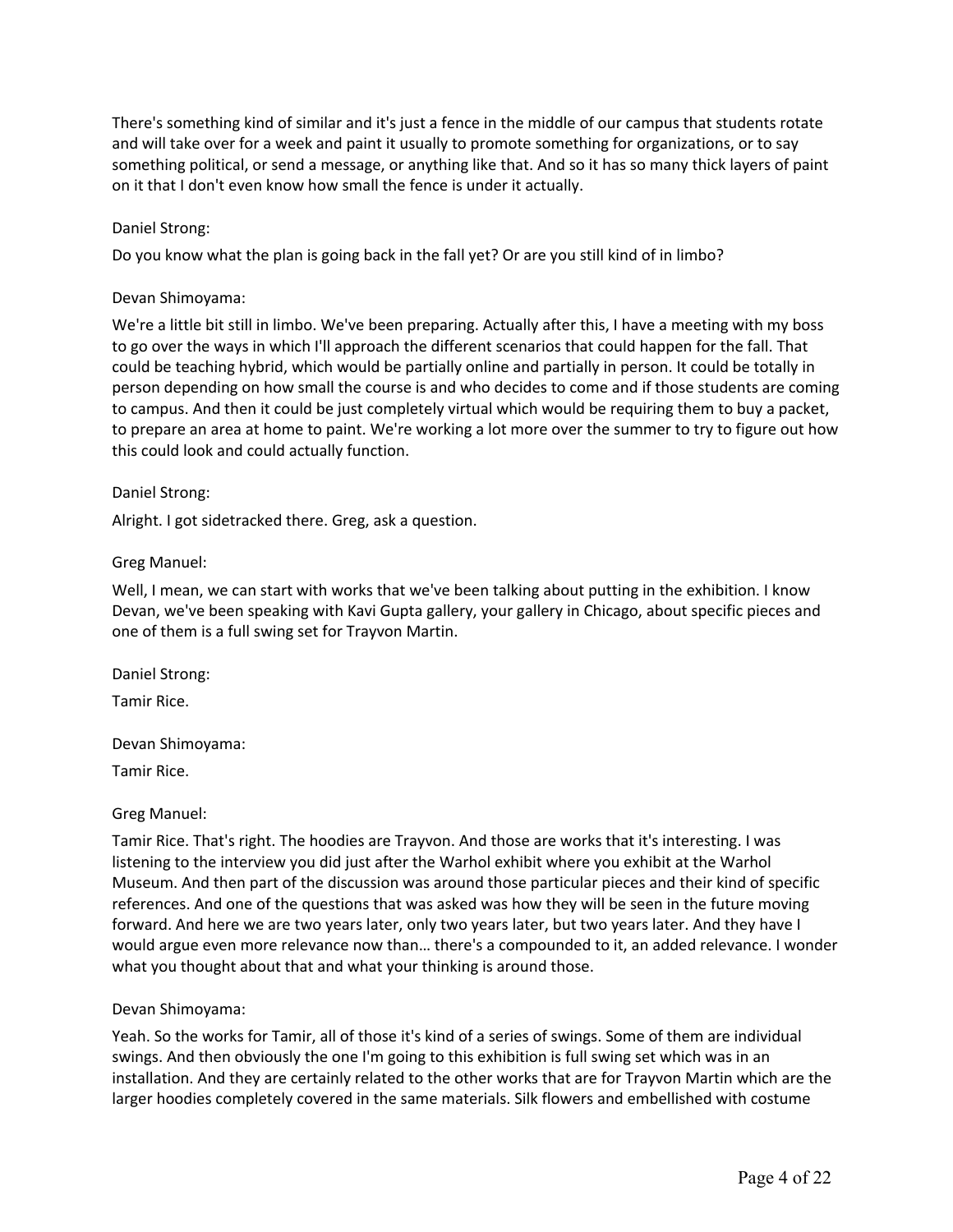There's something kind of similar and it's just a fence in the middle of our campus that students rotate and will take over for a week and paint it usually to promote something for organizations, or to say something political, or send a message, or anything like that. And so it has so many thick layers of paint on it that I don't even know how small the fence is under it actually.

Daniel Strong:

Do you know what the plan is going back in the fall yet? Or are you still kind of in limbo?

Devan Shimoyama:

We're a little bit still in limbo. We've been preparing. Actually after this, I have a meeting with my boss to go over the ways in which I'll approach the different scenarios that could happen for the fall. That could be teaching hybrid, which would be partially online and partially in person. It could be totally in person depending on how small the course is and who decides to come and if those students are coming to campus. And then it could be just completely virtual which would be requiring them to buy a packet, to prepare an area at home to paint. We're working a lot more over the summer to try to figure out how this could look and could actually function.

Daniel Strong:

Alright. I got sidetracked there. Greg, ask a question.

Greg Manuel:

Well, I mean, we can start with works that we've been talking about putting in the exhibition. I know Devan, we've been speaking with Kavi Gupta gallery, your gallery in Chicago, about specific pieces and one of them is a full swing set for Trayvon Martin.

Daniel Strong:

Tamir Rice.

Devan Shimoyama:

Tamir Rice.

Greg Manuel:

Tamir Rice. That's right. The hoodies are Trayvon. And those are works that it's interesting. I was listening to the interview you did just after the Warhol exhibit where you exhibit at the Warhol Museum. And then part of the discussion was around those particular pieces and their kind of specific references. And one of the questions that was asked was how they will be seen in the future moving forward. And here we are two years later, only two years later, but two years later. And they have I would argue even more relevance now than… there's a compounded to it, an added relevance. I wonder what you thought about that and what your thinking is around those.

Devan Shimoyama:

Yeah. So the works for Tamir, all of those it's kind of a series of swings. Some of them are individual swings. And then obviously the one I'm going to this exhibition is full swing set which was in an installation. And they are certainly related to the other works that are for Trayvon Martin which are the larger hoodies completely covered in the same materials. Silk flowers and embellished with costume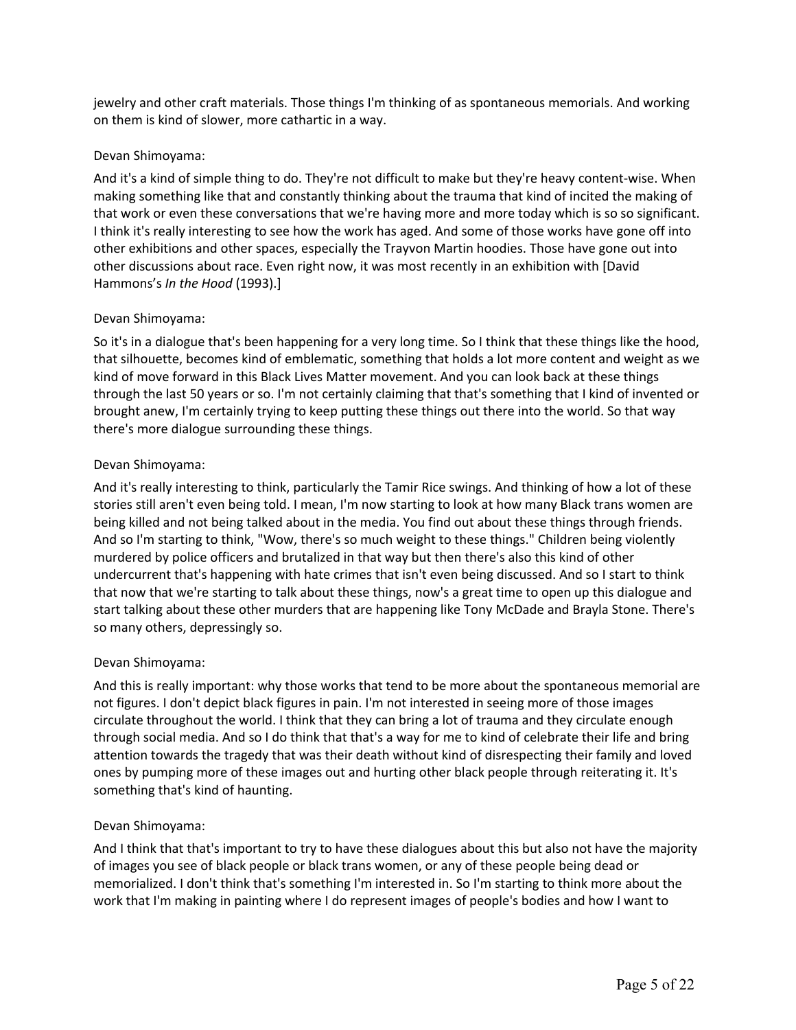jewelry and other craft materials. Those things I'm thinking of as spontaneous memorials. And working on them is kind of slower, more cathartic in a way.

Devan Shimoyama:

And it's a kind of simple thing to do. They're not difficult to make but they're heavy content-wise. When making something like that and constantly thinking about the trauma that kind of incited the making of that work or even these conversations that we're having more and more today which is so so significant. I think it's really interesting to see how the work has aged. And some of those works have gone off into other exhibitions and other spaces, especially the Trayvon Martin hoodies. Those have gone out into other discussions about race. Even right now, it was most recently in an exhibition with [David Hammons's *In the Hood* (1993).]

Devan Shimoyama:

So it's in a dialogue that's been happening for a very long time. So I think that these things like the hood, that silhouette, becomes kind of emblematic, something that holds a lot more content and weight as we kind of move forward in this Black Lives Matter movement. And you can look back at these things through the last 50 years or so. I'm not certainly claiming that that's something that I kind of invented or brought anew, I'm certainly trying to keep putting these things out there into the world. So that way there's more dialogue surrounding these things.

Devan Shimoyama:

And it's really interesting to think, particularly the Tamir Rice swings. And thinking of how a lot of these stories still aren't even being told. I mean, I'm now starting to look at how many Black trans women are being killed and not being talked about in the media. You find out about these things through friends. And so I'm starting to think, "Wow, there's so much weight to these things." Children being violently murdered by police officers and brutalized in that way but then there's also this kind of other undercurrent that's happening with hate crimes that isn't even being discussed. And so I start to think that now that we're starting to talk about these things, now's a great time to open up this dialogue and start talking about these other murders that are happening like Tony McDade and Brayla Stone. There's so many others, depressingly so.

Devan Shimoyama:

And this is really important: why those works that tend to be more about the spontaneous memorial are not figures. I don't depict black figures in pain. I'm not interested in seeing more of those images circulate throughout the world. I think that they can bring a lot of trauma and they circulate enough through social media. And so I do think that that's a way for me to kind of celebrate their life and bring attention towards the tragedy that was their death without kind of disrespecting their family and loved ones by pumping more of these images out and hurting other black people through reiterating it. It's something that's kind of haunting.

Devan Shimoyama:

And I think that that's important to try to have these dialogues about this but also not have the majority of images you see of black people or black trans women, or any of these people being dead or memorialized. I don't think that's something I'm interested in. So I'm starting to think more about the work that I'm making in painting where I do represent images of people's bodies and how I want to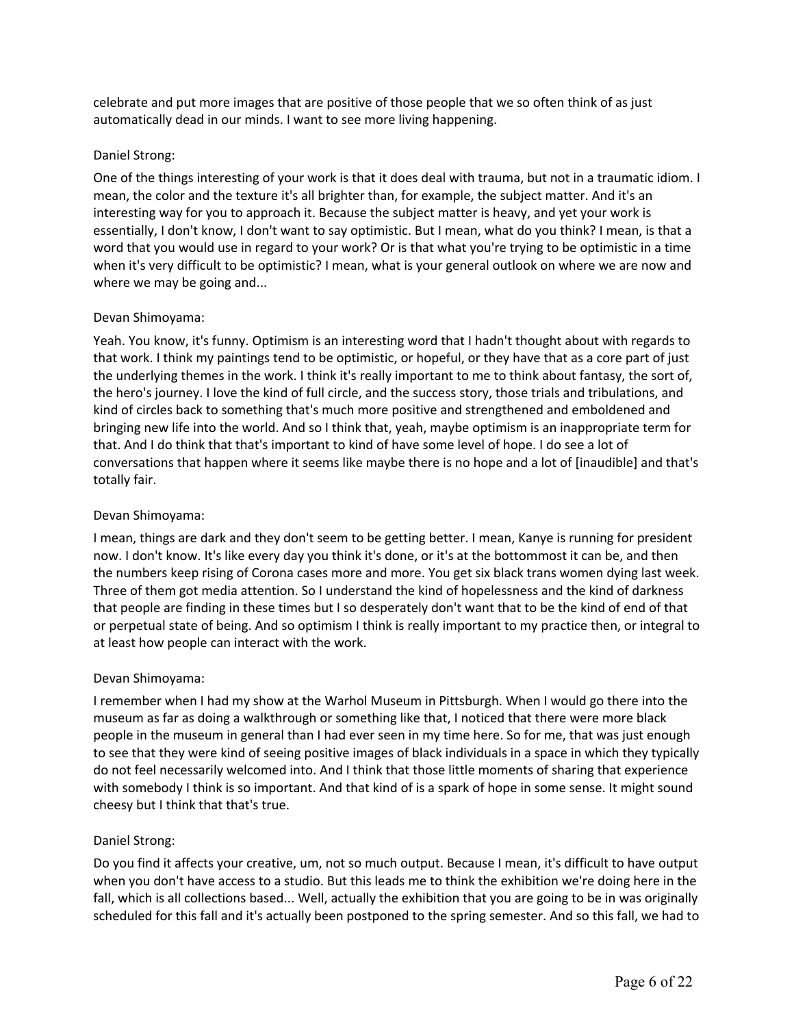celebrate and put more images that are positive of those people that we so often think of as just automatically dead in our minds. I want to see more living happening.

Daniel Strong:

One of the things interesting of your work is that it does deal with trauma, but not in a traumatic idiom. I mean, the color and the texture it's all brighter than, for example, the subject matter. And it's an interesting way for you to approach it. Because the subject matter is heavy, and yet your work is essentially, I don't know, I don't want to say optimistic. But I mean, what do you think? I mean, is that a word that you would use in regard to your work? Or is that what you're trying to be optimistic in a time when it's very difficult to be optimistic? I mean, what is your general outlook on where we are now and where we may be going and...

Devan Shimoyama:

Yeah. You know, it's funny. Optimism is an interesting word that I hadn't thought about with regards to that work. I think my paintings tend to be optimistic, or hopeful, or they have that as a core part of just the underlying themes in the work. I think it's really important to me to think about fantasy, the sort of, the hero's journey. I love the kind of full circle, and the success story, those trials and tribulations, and kind of circles back to something that's much more positive and strengthened and emboldened and bringing new life into the world. And so I think that, yeah, maybe optimism is an inappropriate term for that. And I do think that that's important to kind of have some level of hope. I do see a lot of conversations that happen where it seems like maybe there is no hope and a lot of [inaudible] and that's totally fair.

Devan Shimoyama:

I mean, things are dark and they don't seem to be getting better. I mean, Kanye is running for president now. I don't know. It's like every day you think it's done, or it's at the bottommost it can be, and then the numbers keep rising of Corona cases more and more. You get six black trans women dying last week. Three of them got media attention. So I understand the kind of hopelessness and the kind of darkness that people are finding in these times but I so desperately don't want that to be the kind of end of that or perpetual state of being. And so optimism I think is really important to my practice then, or integral to at least how people can interact with the work.

Devan Shimoyama:

I remember when I had my show at the Warhol Museum in Pittsburgh. When I would go there into the museum as far as doing a walkthrough or something like that, I noticed that there were more black people in the museum in general than I had ever seen in my time here. So for me, that was just enough to see that they were kind of seeing positive images of black individuals in a space in which they typically do not feel necessarily welcomed into. And I think that those little moments of sharing that experience with somebody I think is so important. And that kind of is a spark of hope in some sense. It might sound cheesy but I think that that's true.

Daniel Strong:

Do you find it affects your creative, um, not so much output. Because I mean, it's difficult to have output when you don't have access to a studio. But this leads me to think the exhibition we're doing here in the fall, which is all collections based... Well, actually the exhibition that you are going to be in was originally scheduled for this fall and it's actually been postponed to the spring semester. And so this fall, we had to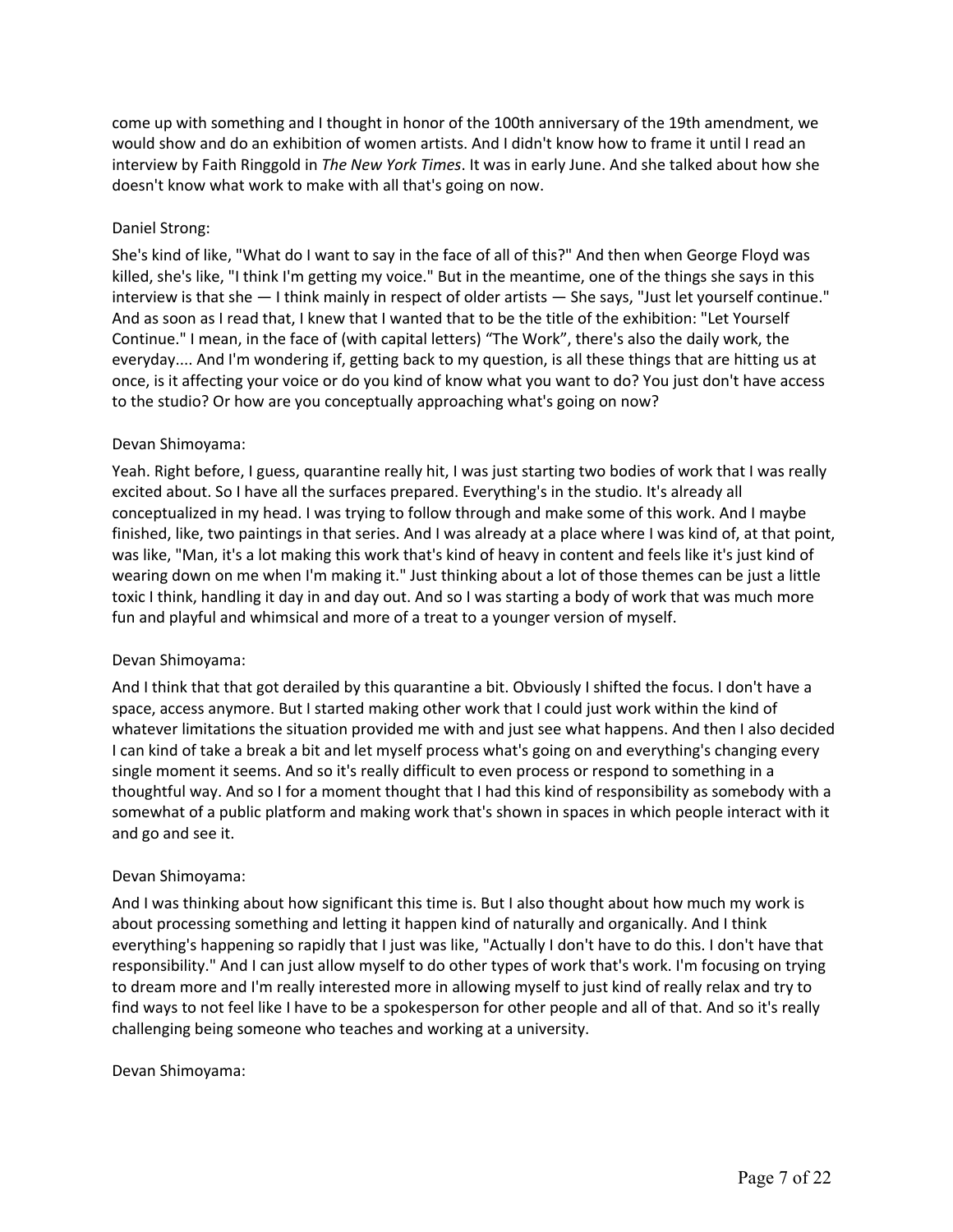come up with something and I thought in honor of the 100th anniversary of the 19th amendment, we would show and do an exhibition of women artists. And I didn't know how to frame it until I read an interview by Faith Ringgold in *The New York Times*. It was in early June. And she talked about how she doesn't know what work to make with all that's going on now.

Daniel Strong:

She's kind of like, "What do I want to say in the face of all of this?" And then when George Floyd was killed, she's like, "I think I'm getting my voice." But in the meantime, one of the things she says in this interview is that she — I think mainly in respect of older artists — She says, "Just let yourself continue." And as soon as I read that, I knew that I wanted that to be the title of the exhibition: "Let Yourself Continue." I mean, in the face of (with capital letters) "The Work", there's also the daily work, the everyday.... And I'm wondering if, getting back to my question, is all these things that are hitting us at once, is it affecting your voice or do you kind of know what you want to do? You just don't have access to the studio? Or how are you conceptually approaching what's going on now?

Devan Shimoyama:

Yeah. Right before, I guess, quarantine really hit, I was just starting two bodies of work that I was really excited about. So I have all the surfaces prepared. Everything's in the studio. It's already all conceptualized in my head. I was trying to follow through and make some of this work. And I maybe finished, like, two paintings in that series. And I was already at a place where I was kind of, at that point, was like, "Man, it's a lot making this work that's kind of heavy in content and feels like it's just kind of wearing down on me when I'm making it." Just thinking about a lot of those themes can be just a little toxic I think, handling it day in and day out. And so I was starting a body of work that was much more fun and playful and whimsical and more of a treat to a younger version of myself.

Devan Shimoyama:

And I think that that got derailed by this quarantine a bit. Obviously I shifted the focus. I don't have a space, access anymore. But I started making other work that I could just work within the kind of whatever limitations the situation provided me with and just see what happens. And then I also decided I can kind of take a break a bit and let myself process what's going on and everything's changing every single moment it seems. And so it's really difficult to even process or respond to something in a thoughtful way. And so I for a moment thought that I had this kind of responsibility as somebody with a somewhat of a public platform and making work that's shown in spaces in which people interact with it and go and see it.

Devan Shimoyama:

And I was thinking about how significant this time is. But I also thought about how much my work is about processing something and letting it happen kind of naturally and organically. And I think everything's happening so rapidly that I just was like, "Actually I don't have to do this. I don't have that responsibility." And I can just allow myself to do other types of work that's work. I'm focusing on trying to dream more and I'm really interested more in allowing myself to just kind of really relax and try to find ways to not feel like I have to be a spokesperson for other people and all of that. And so it's really challenging being someone who teaches and working at a university.

Devan Shimoyama: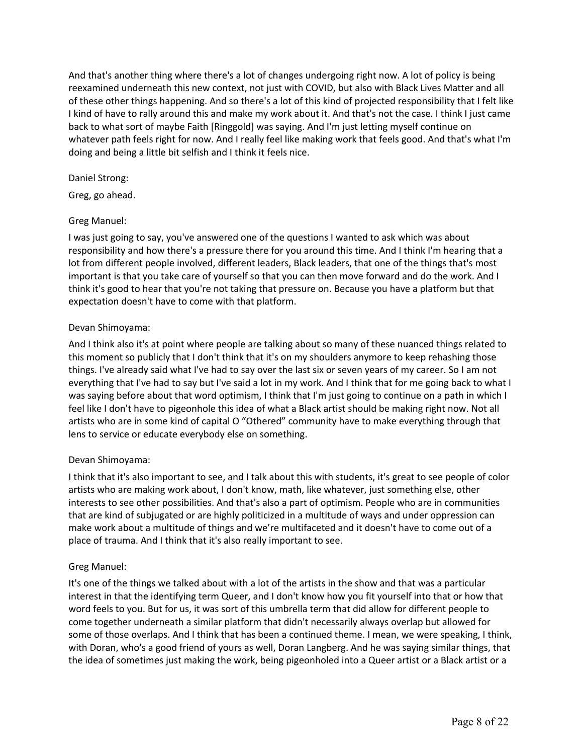And that's another thing where there's a lot of changes undergoing right now. A lot of policy is being reexamined underneath this new context, not just with COVID, but also with Black Lives Matter and all of these other things happening. And so there's a lot of this kind of projected responsibility that I felt like I kind of have to rally around this and make my work about it. And that's not the case. I think I just came back to what sort of maybe Faith [Ringgold] was saying. And I'm just letting myself continue on whatever path feels right for now. And I really feel like making work that feels good. And that's what I'm doing and being a little bit selfish and I think it feels nice.

Daniel Strong:

Greg, go ahead.

Greg Manuel:

I was just going to say, you've answered one of the questions I wanted to ask which was about responsibility and how there's a pressure there for you around this time. And I think I'm hearing that a lot from different people involved, different leaders, Black leaders, that one of the things that's most important is that you take care of yourself so that you can then move forward and do the work. And I think it's good to hear that you're not taking that pressure on. Because you have a platform but that expectation doesn't have to come with that platform.

Devan Shimoyama:

And I think also it's at point where people are talking about so many of these nuanced things related to this moment so publicly that I don't think that it's on my shoulders anymore to keep rehashing those things. I've already said what I've had to say over the last six or seven years of my career. So I am not everything that I've had to say but I've said a lot in my work. And I think that for me going back to what I was saying before about that word optimism, I think that I'm just going to continue on a path in which I feel like I don't have to pigeonhole this idea of what a Black artist should be making right now. Not all artists who are in some kind of capital O "Othered" community have to make everything through that lens to service or educate everybody else on something.

Devan Shimoyama:

I think that it's also important to see, and I talk about this with students, it's great to see people of color artists who are making work about, I don't know, math, like whatever, just something else, other interests to see other possibilities. And that's also a part of optimism. People who are in communities that are kind of subjugated or are highly politicized in a multitude of ways and under oppression can make work about a multitude of things and we're multifaceted and it doesn't have to come out of a place of trauma. And I think that it's also really important to see.

Greg Manuel:

It's one of the things we talked about with a lot of the artists in the show and that was a particular interest in that the identifying term Queer, and I don't know how you fit yourself into that or how that word feels to you. But for us, it was sort of this umbrella term that did allow for different people to come together underneath a similar platform that didn't necessarily always overlap but allowed for some of those overlaps. And I think that has been a continued theme. I mean, we were speaking, I think, with Doran, who's a good friend of yours as well, Doran Langberg. And he was saying similar things, that the idea of sometimes just making the work, being pigeonholed into a Queer artist or a Black artist or a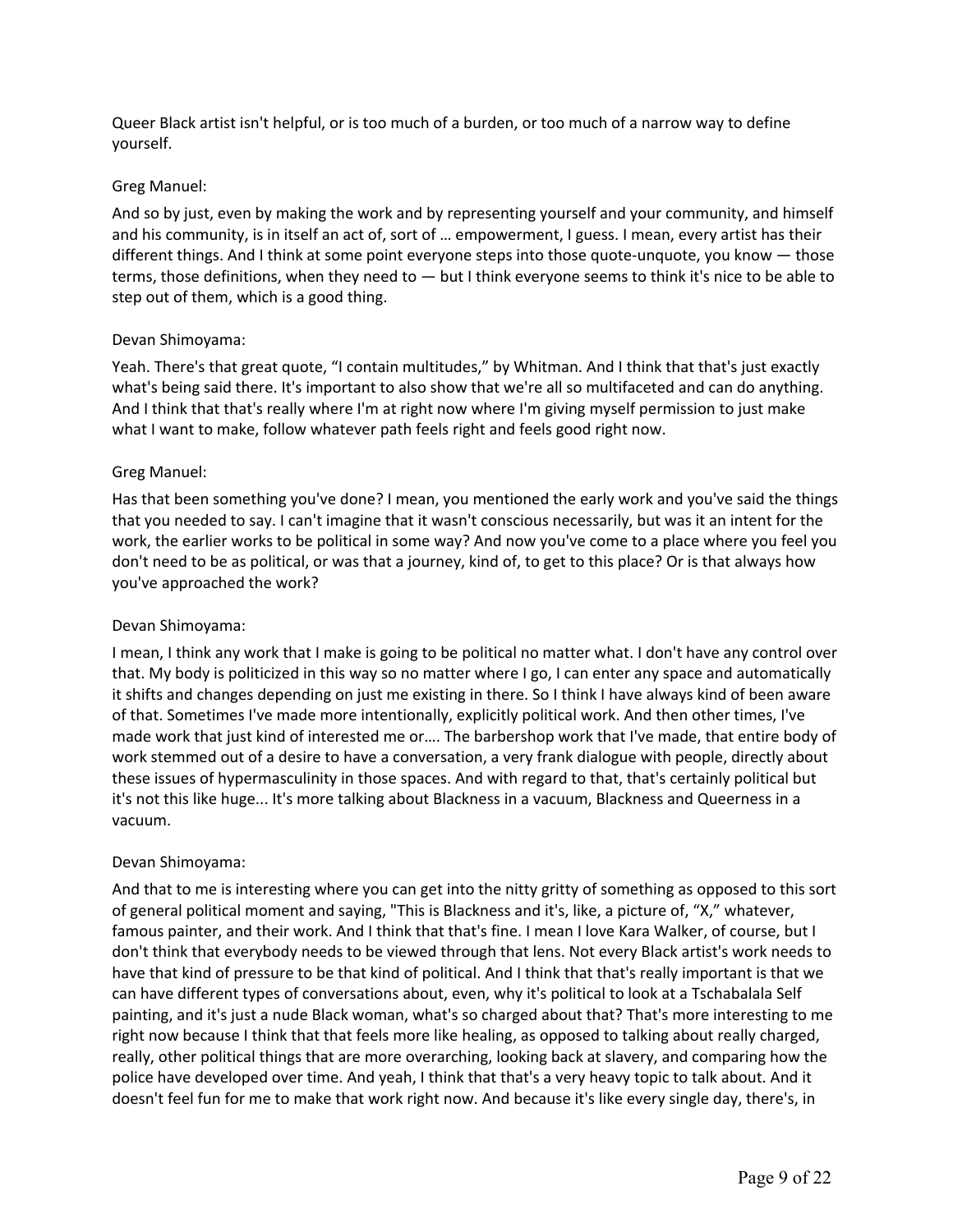Queer Black artist isn't helpful, or is too much of a burden, or too much of a narrow way to define yourself.

Greg Manuel:

And so by just, even by making the work and by representing yourself and your community, and himself and his community, is in itself an act of, sort of … empowerment, I guess. I mean, every artist has their different things. And I think at some point everyone steps into those quote-unquote, you know — those terms, those definitions, when they need to — but I think everyone seems to think it's nice to be able to step out of them, which is a good thing.

Devan Shimoyama:

Yeah. There's that great quote, "I contain multitudes," by Whitman. And I think that that's just exactly what's being said there. It's important to also show that we're all so multifaceted and can do anything. And I think that that's really where I'm at right now where I'm giving myself permission to just make what I want to make, follow whatever path feels right and feels good right now.

Greg Manuel:

Has that been something you've done? I mean, you mentioned the early work and you've said the things that you needed to say. I can't imagine that it wasn't conscious necessarily, but was it an intent for the work, the earlier works to be political in some way? And now you've come to a place where you feel you don't need to be as political, or was that a journey, kind of, to get to this place? Or is that always how you've approached the work?

Devan Shimoyama:

I mean, I think any work that I make is going to be political no matter what. I don't have any control over that. My body is politicized in this way so no matter where I go, I can enter any space and automatically it shifts and changes depending on just me existing in there. So I think I have always kind of been aware of that. Sometimes I've made more intentionally, explicitly political work. And then other times, I've made work that just kind of interested me or…. The barbershop work that I've made, that entire body of work stemmed out of a desire to have a conversation, a very frank dialogue with people, directly about these issues of hypermasculinity in those spaces. And with regard to that, that's certainly political but it's not this like huge... It's more talking about Blackness in a vacuum, Blackness and Queerness in a vacuum.

Devan Shimoyama:

And that to me is interesting where you can get into the nitty gritty of something as opposed to this sort of general political moment and saying, "This is Blackness and it's, like, a picture of, "X," whatever, famous painter, and their work. And I think that that's fine. I mean I love Kara Walker, of course, but I don't think that everybody needs to be viewed through that lens. Not every Black artist's work needs to have that kind of pressure to be that kind of political. And I think that that's really important is that we can have different types of conversations about, even, why it's political to look at a Tschabalala Self painting, and it's just a nude Black woman, what's so charged about that? That's more interesting to me right now because I think that that feels more like healing, as opposed to talking about really charged, really, other political things that are more overarching, looking back at slavery, and comparing how the police have developed over time. And yeah, I think that that's a very heavy topic to talk about. And it doesn't feel fun for me to make that work right now. And because it's like every single day, there's, in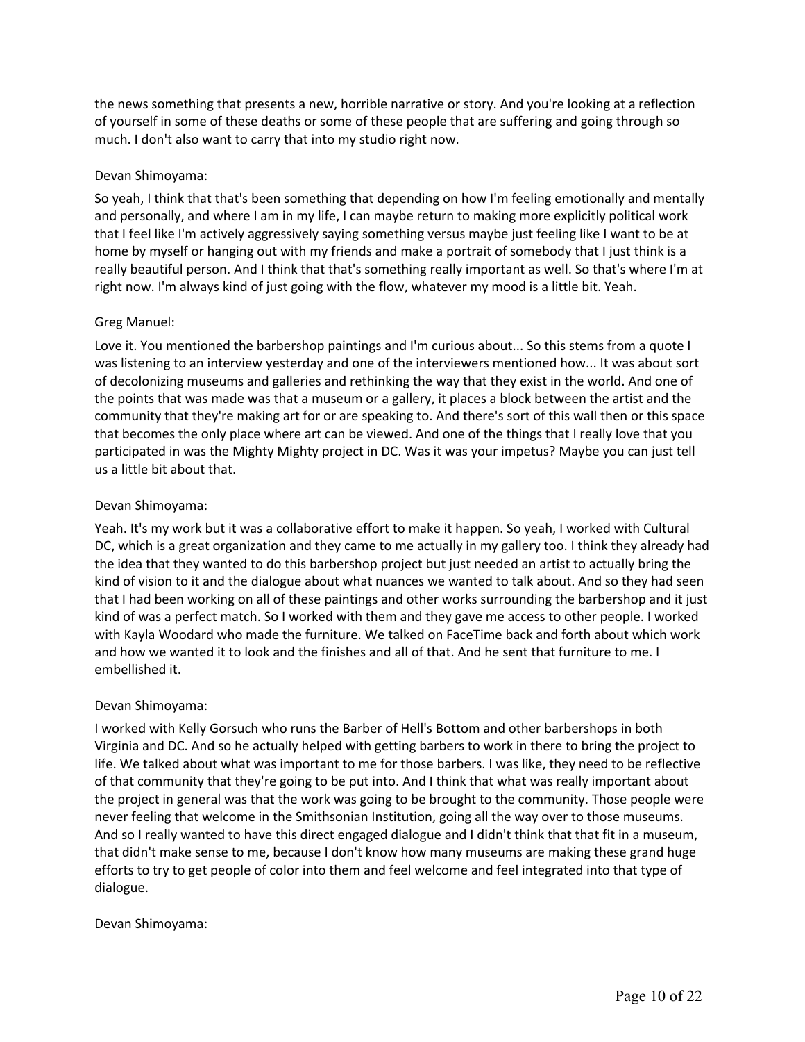the news something that presents a new, horrible narrative or story. And you're looking at a reflection of yourself in some of these deaths or some of these people that are suffering and going through so much. I don't also want to carry that into my studio right now.

Devan Shimoyama:

So yeah, I think that that's been something that depending on how I'm feeling emotionally and mentally and personally, and where I am in my life, I can maybe return to making more explicitly political work that I feel like I'm actively aggressively saying something versus maybe just feeling like I want to be at home by myself or hanging out with my friends and make a portrait of somebody that I just think is a really beautiful person. And I think that that's something really important as well. So that's where I'm at right now. I'm always kind of just going with the flow, whatever my mood is a little bit. Yeah.

Greg Manuel:

Love it. You mentioned the barbershop paintings and I'm curious about... So this stems from a quote I was listening to an interview yesterday and one of the interviewers mentioned how... It was about sort of decolonizing museums and galleries and rethinking the way that they exist in the world. And one of the points that was made was that a museum or a gallery, it places a block between the artist and the community that they're making art for or are speaking to. And there's sort of this wall then or this space that becomes the only place where art can be viewed. And one of the things that I really love that you participated in was the Mighty Mighty project in DC. Was it was your impetus? Maybe you can just tell us a little bit about that.

Devan Shimoyama:

Yeah. It's my work but it was a collaborative effort to make it happen. So yeah, I worked with Cultural DC, which is a great organization and they came to me actually in my gallery too. I think they already had the idea that they wanted to do this barbershop project but just needed an artist to actually bring the kind of vision to it and the dialogue about what nuances we wanted to talk about. And so they had seen that I had been working on all of these paintings and other works surrounding the barbershop and it just kind of was a perfect match. So I worked with them and they gave me access to other people. I worked with Kayla Woodard who made the furniture. We talked on FaceTime back and forth about which work and how we wanted it to look and the finishes and all of that. And he sent that furniture to me. I embellished it.

Devan Shimoyama:

I worked with Kelly Gorsuch who runs the Barber of Hell's Bottom and other barbershops in both Virginia and DC. And so he actually helped with getting barbers to work in there to bring the project to life. We talked about what was important to me for those barbers. I was like, they need to be reflective of that community that they're going to be put into. And I think that what was really important about the project in general was that the work was going to be brought to the community. Those people were never feeling that welcome in the Smithsonian Institution, going all the way over to those museums. And so I really wanted to have this direct engaged dialogue and I didn't think that that fit in a museum, that didn't make sense to me, because I don't know how many museums are making these grand huge efforts to try to get people of color into them and feel welcome and feel integrated into that type of dialogue.

Devan Shimoyama: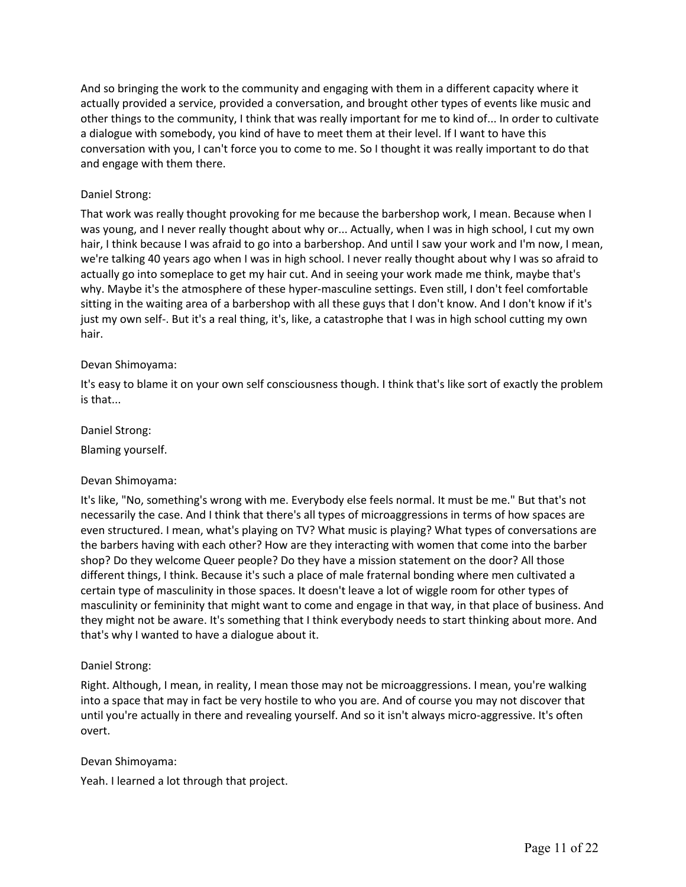And so bringing the work to the community and engaging with them in a different capacity where it actually provided a service, provided a conversation, and brought other types of events like music and other things to the community, I think that was really important for me to kind of... In order to cultivate a dialogue with somebody, you kind of have to meet them at their level. If I want to have this conversation with you, I can't force you to come to me. So I thought it was really important to do that and engage with them there.

Daniel Strong:

That work was really thought provoking for me because the barbershop work, I mean. Because when I was young, and I never really thought about why or... Actually, when I was in high school, I cut my own hair, I think because I was afraid to go into a barbershop. And until I saw your work and I'm now, I mean, we're talking 40 years ago when I was in high school. I never really thought about why I was so afraid to actually go into someplace to get my hair cut. And in seeing your work made me think, maybe that's why. Maybe it's the atmosphere of these hyper-masculine settings. Even still, I don't feel comfortable sitting in the waiting area of a barbershop with all these guys that I don't know. And I don't know if it's just my own self-. But it's a real thing, it's, like, a catastrophe that I was in high school cutting my own hair.

Devan Shimoyama:

It's easy to blame it on your own self consciousness though. I think that's like sort of exactly the problem is that...

Daniel Strong:

Blaming yourself.

Devan Shimoyama:

It's like, "No, something's wrong with me. Everybody else feels normal. It must be me." But that's not necessarily the case. And I think that there's all types of microaggressions in terms of how spaces are even structured. I mean, what's playing on TV? What music is playing? What types of conversations are the barbers having with each other? How are they interacting with women that come into the barber shop? Do they welcome Queer people? Do they have a mission statement on the door? All those different things, I think. Because it's such a place of male fraternal bonding where men cultivated a certain type of masculinity in those spaces. It doesn't leave a lot of wiggle room for other types of masculinity or femininity that might want to come and engage in that way, in that place of business. And they might not be aware. It's something that I think everybody needs to start thinking about more. And that's why I wanted to have a dialogue about it.

Daniel Strong:

Right. Although, I mean, in reality, I mean those may not be microaggressions. I mean, you're walking into a space that may in fact be very hostile to who you are. And of course you may not discover that until you're actually in there and revealing yourself. And so it isn't always micro-aggressive. It's often overt.

Devan Shimoyama:

Yeah. I learned a lot through that project.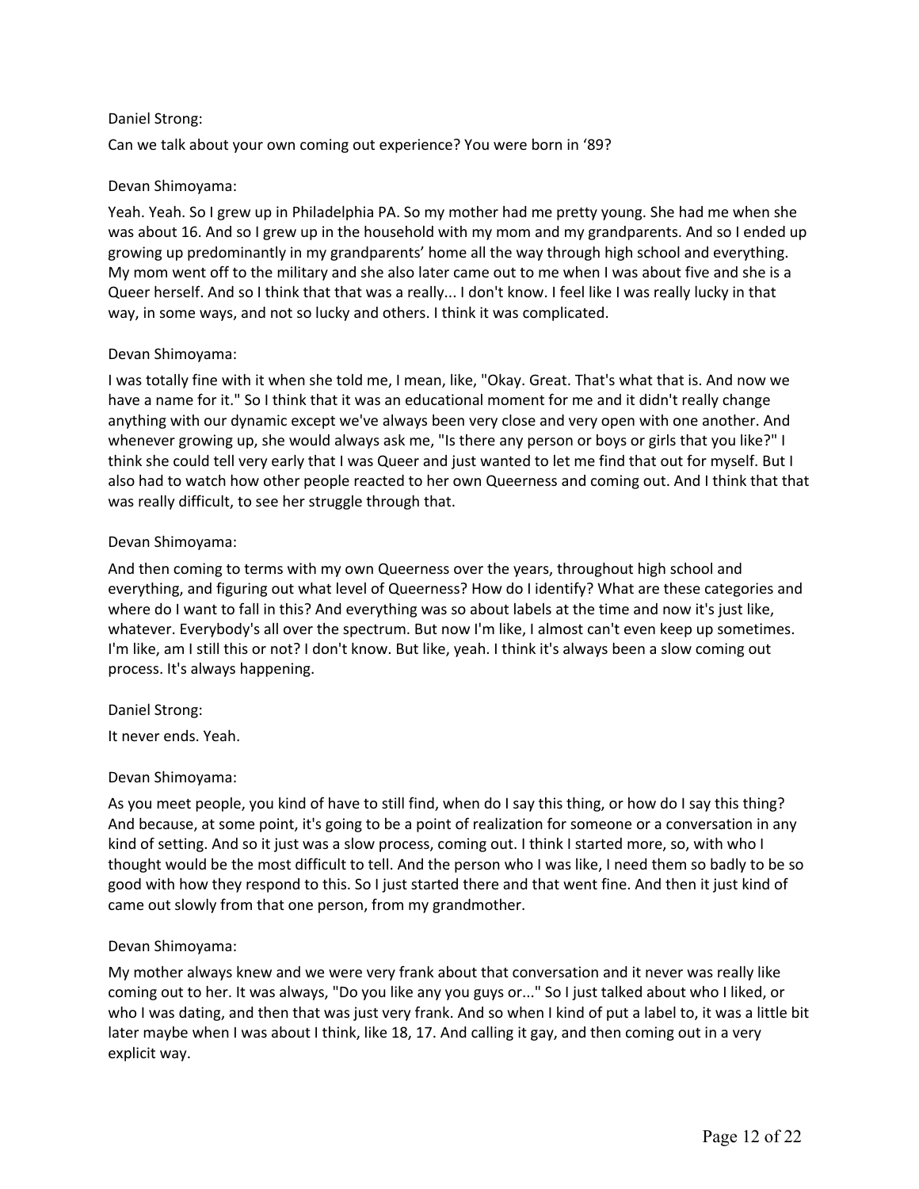Daniel Strong:

Can we talk about your own coming out experience? You were born in '89?

Devan Shimoyama:

Yeah. Yeah. So I grew up in Philadelphia PA. So my mother had me pretty young. She had me when she was about 16. And so I grew up in the household with my mom and my grandparents. And so I ended up growing up predominantly in my grandparents' home all the way through high school and everything. My mom went off to the military and she also later came out to me when I was about five and she is a Queer herself. And so I think that that was a really... I don't know. I feel like I was really lucky in that way, in some ways, and not so lucky and others. I think it was complicated.

Devan Shimoyama:

I was totally fine with it when she told me, I mean, like, "Okay. Great. That's what that is. And now we have a name for it." So I think that it was an educational moment for me and it didn't really change anything with our dynamic except we've always been very close and very open with one another. And whenever growing up, she would always ask me, "Is there any person or boys or girls that you like?" I think she could tell very early that I was Queer and just wanted to let me find that out for myself. But I also had to watch how other people reacted to her own Queerness and coming out. And I think that that was really difficult, to see her struggle through that.

Devan Shimoyama:

And then coming to terms with my own Queerness over the years, throughout high school and everything, and figuring out what level of Queerness? How do I identify? What are these categories and where do I want to fall in this? And everything was so about labels at the time and now it's just like, whatever. Everybody's all over the spectrum. But now I'm like, I almost can't even keep up sometimes. I'm like, am I still this or not? I don't know. But like, yeah. I think it's always been a slow coming out process. It's always happening.

Daniel Strong:

It never ends. Yeah.

Devan Shimoyama:

As you meet people, you kind of have to still find, when do I say this thing, or how do I say this thing? And because, at some point, it's going to be a point of realization for someone or a conversation in any kind of setting. And so it just was a slow process, coming out. I think I started more, so, with who I thought would be the most difficult to tell. And the person who I was like, I need them so badly to be so good with how they respond to this. So I just started there and that went fine. And then it just kind of came out slowly from that one person, from my grandmother.

Devan Shimoyama:

My mother always knew and we were very frank about that conversation and it never was really like coming out to her. It was always, "Do you like any you guys or..." So I just talked about who I liked, or who I was dating, and then that was just very frank. And so when I kind of put a label to, it was a little bit later maybe when I was about I think, like 18, 17. And calling it gay, and then coming out in a very explicit way.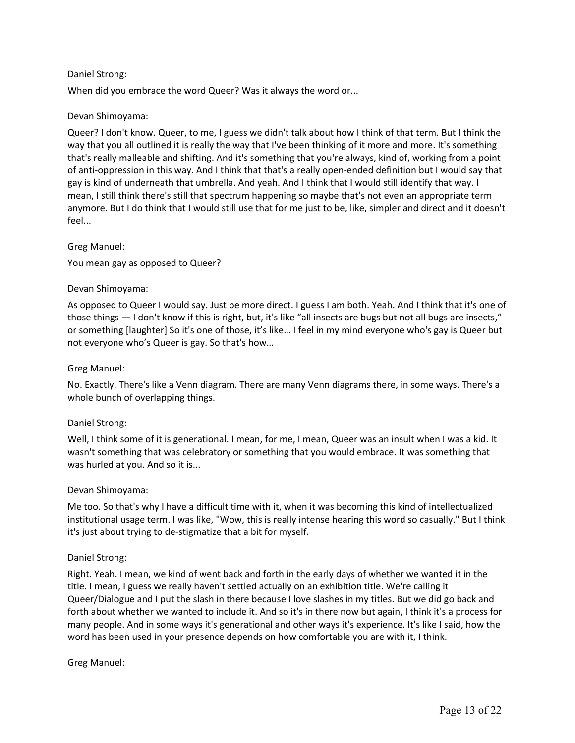Daniel Strong:

When did you embrace the word Queer? Was it always the word or...

Devan Shimoyama:

Queer? I don't know. Queer, to me, I guess we didn't talk about how I think of that term. But I think the way that you all outlined it is really the way that I've been thinking of it more and more. It's something that's really malleable and shifting. And it's something that you're always, kind of, working from a point of anti-oppression in this way. And I think that that's a really open-ended definition but I would say that gay is kind of underneath that umbrella. And yeah. And I think that I would still identify that way. I mean, I still think there's still that spectrum happening so maybe that's not even an appropriate term anymore. But I do think that I would still use that for me just to be, like, simpler and direct and it doesn't feel...

Greg Manuel:

You mean gay as opposed to Queer?

Devan Shimoyama:

As opposed to Queer I would say. Just be more direct. I guess I am both. Yeah. And I think that it's one of those things — I don't know if this is right, but, it's like "all insects are bugs but not all bugs are insects," or something [laughter] So it's one of those, it's like… I feel in my mind everyone who's gay is Queer but not everyone who's Queer is gay. So that's how…

Greg Manuel:

No. Exactly. There's like a Venn diagram. There are many Venn diagrams there, in some ways. There's a whole bunch of overlapping things.

Daniel Strong:

Well, I think some of it is generational. I mean, for me, I mean, Queer was an insult when I was a kid. It wasn't something that was celebratory or something that you would embrace. It was something that was hurled at you. And so it is...

Devan Shimoyama:

Me too. So that's why I have a difficult time with it, when it was becoming this kind of intellectualized institutional usage term. I was like, "Wow, this is really intense hearing this word so casually." But I think it's just about trying to de-stigmatize that a bit for myself.

Daniel Strong:

Right. Yeah. I mean, we kind of went back and forth in the early days of whether we wanted it in the title. I mean, I guess we really haven't settled actually on an exhibition title. We're calling it Queer/Dialogue and I put the slash in there because I love slashes in my titles. But we did go back and forth about whether we wanted to include it. And so it's in there now but again, I think it's a process for many people. And in some ways it's generational and other ways it's experience. It's like I said, how the word has been used in your presence depends on how comfortable you are with it, I think.

Greg Manuel: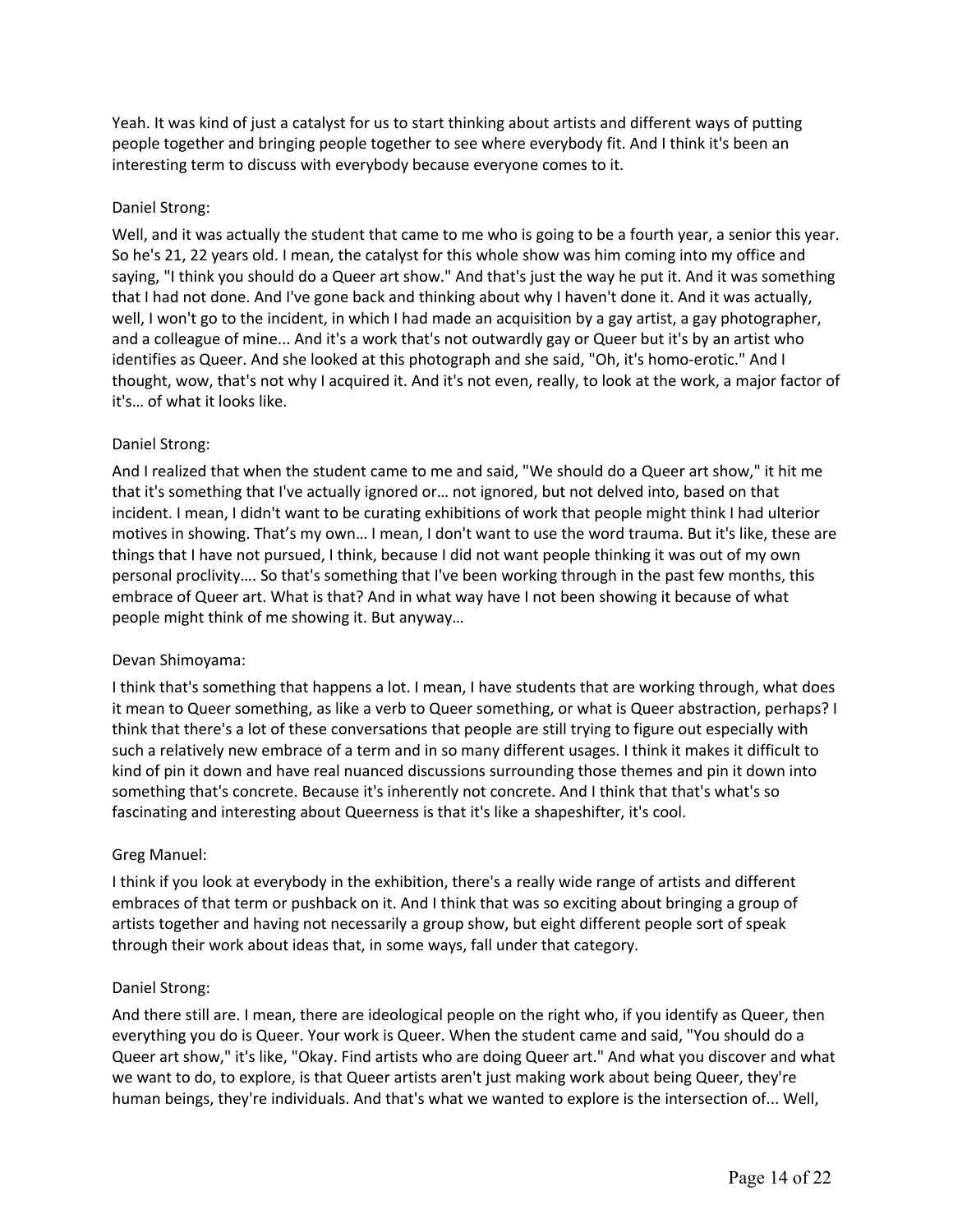Yeah. It was kind of just a catalyst for us to start thinking about artists and different ways of putting people together and bringing people together to see where everybody fit. And I think it's been an interesting term to discuss with everybody because everyone comes to it.

Daniel Strong:

Well, and it was actually the student that came to me who is going to be a fourth year, a senior this year. So he's 21, 22 years old. I mean, the catalyst for this whole show was him coming into my office and saying, "I think you should do a Queer art show." And that's just the way he put it. And it was something that I had not done. And I've gone back and thinking about why I haven't done it. And it was actually, well, I won't go to the incident, in which I had made an acquisition by a gay artist, a gay photographer, and a colleague of mine... And it's a work that's not outwardly gay or Queer but it's by an artist who identifies as Queer. And she looked at this photograph and she said, "Oh, it's homo-erotic." And I thought, wow, that's not why I acquired it. And it's not even, really, to look at the work, a major factor of it's… of what it looks like.

Daniel Strong:

And I realized that when the student came to me and said, "We should do a Queer art show," it hit me that it's something that I've actually ignored or… not ignored, but not delved into, based on that incident. I mean, I didn't want to be curating exhibitions of work that people might think I had ulterior motives in showing. That's my own… I mean, I don't want to use the word trauma. But it's like, these are things that I have not pursued, I think, because I did not want people thinking it was out of my own personal proclivity…. So that's something that I've been working through in the past few months, this embrace of Queer art. What is that? And in what way have I not been showing it because of what people might think of me showing it. But anyway…

Devan Shimoyama:

I think that's something that happens a lot. I mean, I have students that are working through, what does it mean to Queer something, as like a verb to Queer something, or what is Queer abstraction, perhaps? I think that there's a lot of these conversations that people are still trying to figure out especially with such a relatively new embrace of a term and in so many different usages. I think it makes it difficult to kind of pin it down and have real nuanced discussions surrounding those themes and pin it down into something that's concrete. Because it's inherently not concrete. And I think that that's what's so fascinating and interesting about Queerness is that it's like a shapeshifter, it's cool.

Greg Manuel:

I think if you look at everybody in the exhibition, there's a really wide range of artists and different embraces of that term or pushback on it. And I think that was so exciting about bringing a group of artists together and having not necessarily a group show, but eight different people sort of speak through their work about ideas that, in some ways, fall under that category.

Daniel Strong:

And there still are. I mean, there are ideological people on the right who, if you identify as Queer, then everything you do is Queer. Your work is Queer. When the student came and said, "You should do a Queer art show," it's like, "Okay. Find artists who are doing Queer art." And what you discover and what we want to do, to explore, is that Queer artists aren't just making work about being Queer, they're human beings, they're individuals. And that's what we wanted to explore is the intersection of... Well,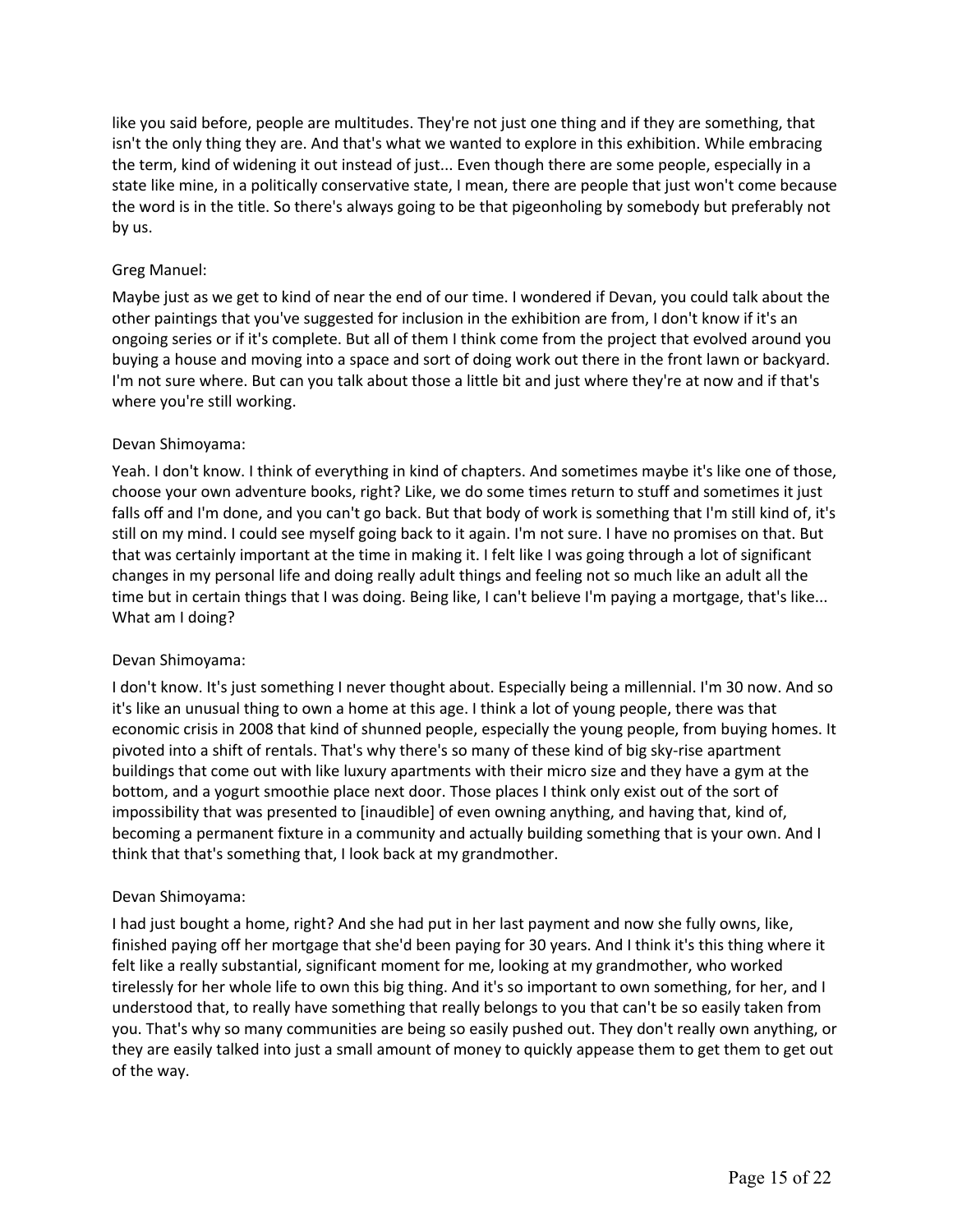like you said before, people are multitudes. They're not just one thing and if they are something, that isn't the only thing they are. And that's what we wanted to explore in this exhibition. While embracing the term, kind of widening it out instead of just... Even though there are some people, especially in a state like mine, in a politically conservative state, I mean, there are people that just won't come because the word is in the title. So there's always going to be that pigeonholing by somebody but preferably not by us.

Greg Manuel:

Maybe just as we get to kind of near the end of our time. I wondered if Devan, you could talk about the other paintings that you've suggested for inclusion in the exhibition are from, I don't know if it's an ongoing series or if it's complete. But all of them I think come from the project that evolved around you buying a house and moving into a space and sort of doing work out there in the front lawn or backyard. I'm not sure where. But can you talk about those a little bit and just where they're at now and if that's where you're still working.

Devan Shimoyama:

Yeah. I don't know. I think of everything in kind of chapters. And sometimes maybe it's like one of those, choose your own adventure books, right? Like, we do some times return to stuff and sometimes it just falls off and I'm done, and you can't go back. But that body of work is something that I'm still kind of, it's still on my mind. I could see myself going back to it again. I'm not sure. I have no promises on that. But that was certainly important at the time in making it. I felt like I was going through a lot of significant changes in my personal life and doing really adult things and feeling not so much like an adult all the time but in certain things that I was doing. Being like, I can't believe I'm paying a mortgage, that's like... What am I doing?

Devan Shimoyama:

I don't know. It's just something I never thought about. Especially being a millennial. I'm 30 now. And so it's like an unusual thing to own a home at this age. I think a lot of young people, there was that economic crisis in 2008 that kind of shunned people, especially the young people, from buying homes. It pivoted into a shift of rentals. That's why there's so many of these kind of big sky-rise apartment buildings that come out with like luxury apartments with their micro size and they have a gym at the bottom, and a yogurt smoothie place next door. Those places I think only exist out of the sort of impossibility that was presented to [inaudible] of even owning anything, and having that, kind of, becoming a permanent fixture in a community and actually building something that is your own. And I think that that's something that, I look back at my grandmother.

Devan Shimoyama:

I had just bought a home, right? And she had put in her last payment and now she fully owns, like, finished paying off her mortgage that she'd been paying for 30 years. And I think it's this thing where it felt like a really substantial, significant moment for me, looking at my grandmother, who worked tirelessly for her whole life to own this big thing. And it's so important to own something, for her, and I understood that, to really have something that really belongs to you that can't be so easily taken from you. That's why so many communities are being so easily pushed out. They don't really own anything, or they are easily talked into just a small amount of money to quickly appease them to get them to get out of the way.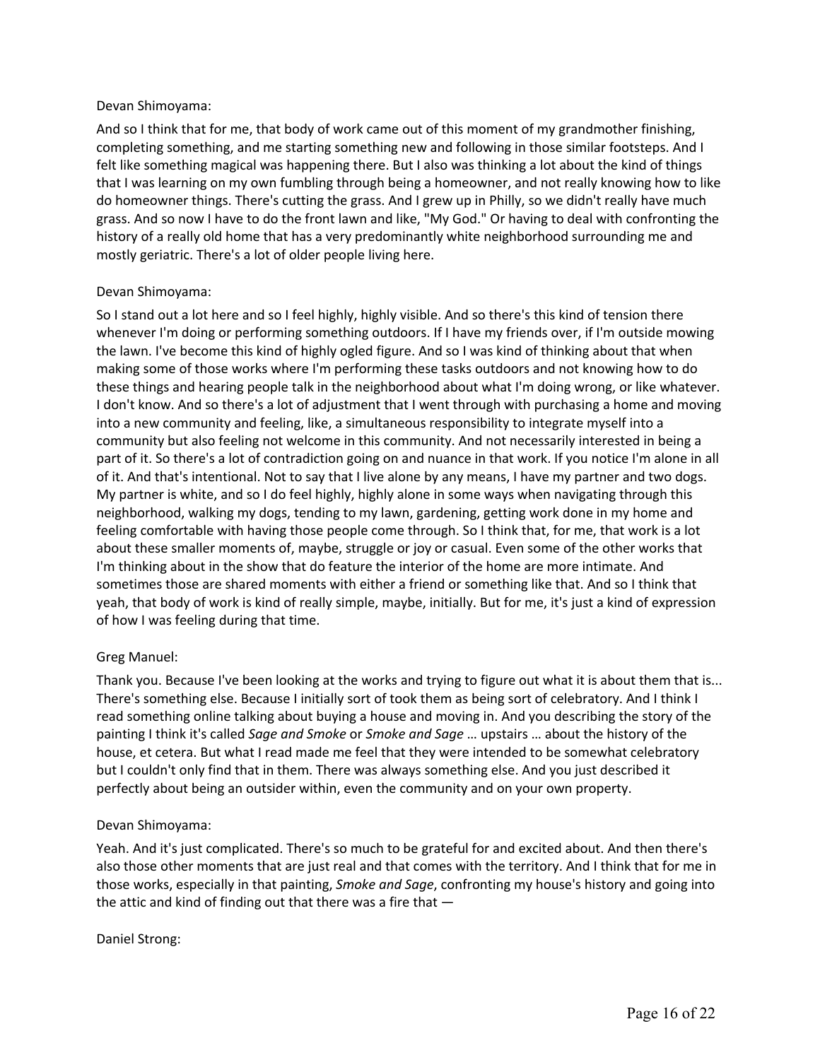Devan Shimoyama:

And so I think that for me, that body of work came out of this moment of my grandmother finishing, completing something, and me starting something new and following in those similar footsteps. And I felt like something magical was happening there. But I also was thinking a lot about the kind of things that I was learning on my own fumbling through being a homeowner, and not really knowing how to like do homeowner things. There's cutting the grass. And I grew up in Philly, so we didn't really have much grass. And so now I have to do the front lawn and like, "My God." Or having to deal with confronting the history of a really old home that has a very predominantly white neighborhood surrounding me and mostly geriatric. There's a lot of older people living here.

Devan Shimoyama:

So I stand out a lot here and so I feel highly, highly visible. And so there's this kind of tension there whenever I'm doing or performing something outdoors. If I have my friends over, if I'm outside mowing the lawn. I've become this kind of highly ogled figure. And so I was kind of thinking about that when making some of those works where I'm performing these tasks outdoors and not knowing how to do these things and hearing people talk in the neighborhood about what I'm doing wrong, or like whatever. I don't know. And so there's a lot of adjustment that I went through with purchasing a home and moving into a new community and feeling, like, a simultaneous responsibility to integrate myself into a community but also feeling not welcome in this community. And not necessarily interested in being a part of it. So there's a lot of contradiction going on and nuance in that work. If you notice I'm alone in all of it. And that's intentional. Not to say that I live alone by any means, I have my partner and two dogs. My partner is white, and so I do feel highly, highly alone in some ways when navigating through this neighborhood, walking my dogs, tending to my lawn, gardening, getting work done in my home and feeling comfortable with having those people come through. So I think that, for me, that work is a lot about these smaller moments of, maybe, struggle or joy or casual. Even some of the other works that I'm thinking about in the show that do feature the interior of the home are more intimate. And sometimes those are shared moments with either a friend or something like that. And so I think that yeah, that body of work is kind of really simple, maybe, initially. But for me, it's just a kind of expression of how I was feeling during that time.

Greg Manuel:

Thank you. Because I've been looking at the works and trying to figure out what it is about them that is... There's something else. Because I initially sort of took them as being sort of celebratory. And I think I read something online talking about buying a house and moving in. And you describing the story of the painting I think it's called *Sage and Smoke* or *Smoke and Sage* … upstairs … about the history of the house, et cetera. But what I read made me feel that they were intended to be somewhat celebratory but I couldn't only find that in them. There was always something else. And you just described it perfectly about being an outsider within, even the community and on your own property.

Devan Shimoyama:

Yeah. And it's just complicated. There's so much to be grateful for and excited about. And then there's also those other moments that are just real and that comes with the territory. And I think that for me in those works, especially in that painting, *Smoke and Sage*, confronting my house's history and going into the attic and kind of finding out that there was a fire that —

Daniel Strong: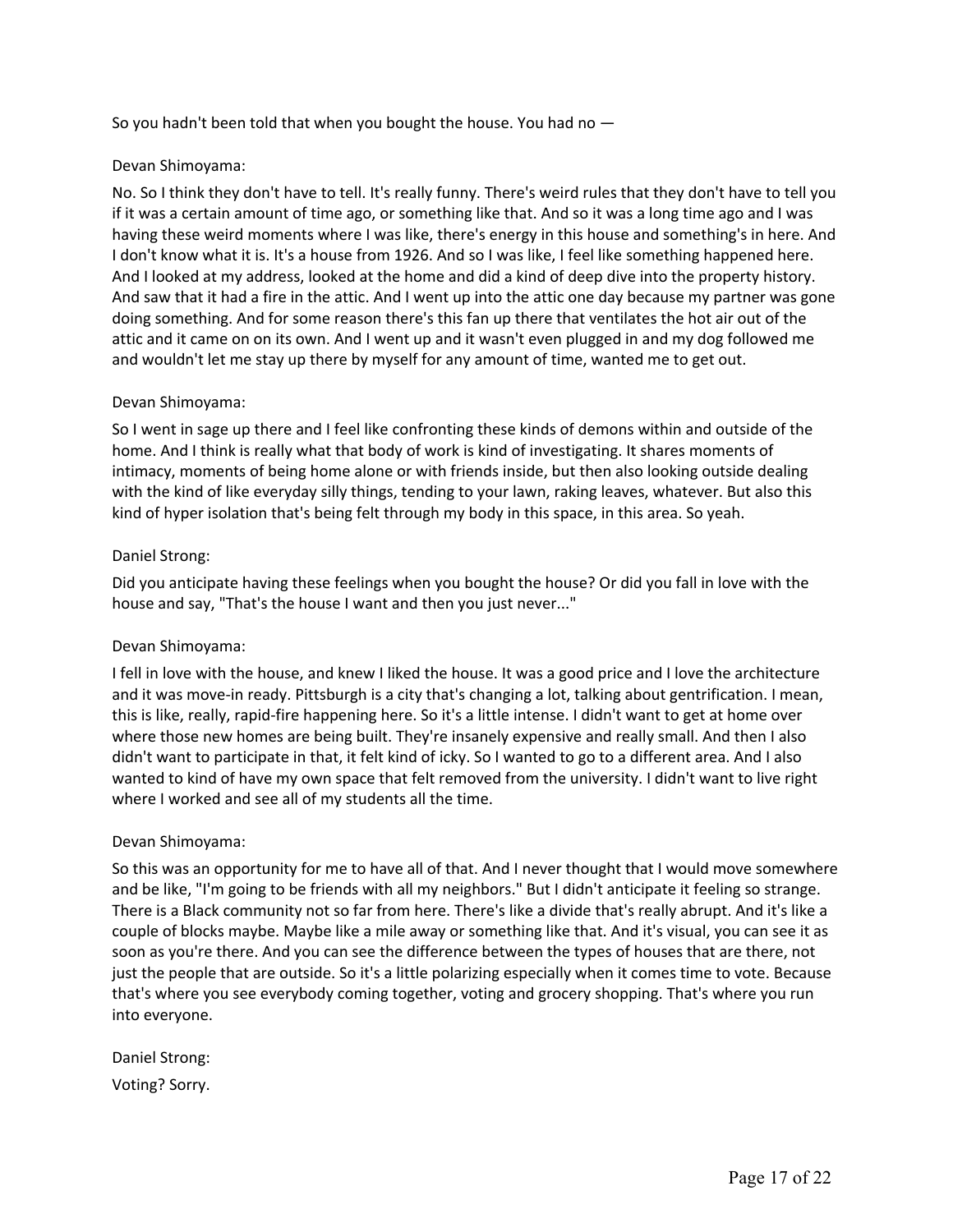So you hadn't been told that when you bought the house. You had no —

Devan Shimoyama:

No. So I think they don't have to tell. It's really funny. There's weird rules that they don't have to tell you if it was a certain amount of time ago, or something like that. And so it was a long time ago and I was having these weird moments where I was like, there's energy in this house and something's in here. And I don't know what it is. It's a house from 1926. And so I was like, I feel like something happened here. And I looked at my address, looked at the home and did a kind of deep dive into the property history. And saw that it had a fire in the attic. And I went up into the attic one day because my partner was gone doing something. And for some reason there's this fan up there that ventilates the hot air out of the attic and it came on on its own. And I went up and it wasn't even plugged in and my dog followed me and wouldn't let me stay up there by myself for any amount of time, wanted me to get out.

Devan Shimoyama:

So I went in sage up there and I feel like confronting these kinds of demons within and outside of the home. And I think is really what that body of work is kind of investigating. It shares moments of intimacy, moments of being home alone or with friends inside, but then also looking outside dealing with the kind of like everyday silly things, tending to your lawn, raking leaves, whatever. But also this kind of hyper isolation that's being felt through my body in this space, in this area. So yeah.

Daniel Strong:

Did you anticipate having these feelings when you bought the house? Or did you fall in love with the house and say, "That's the house I want and then you just never..."

Devan Shimoyama:

I fell in love with the house, and knew I liked the house. It was a good price and I love the architecture and it was move-in ready. Pittsburgh is a city that's changing a lot, talking about gentrification. I mean, this is like, really, rapid-fire happening here. So it's a little intense. I didn't want to get at home over where those new homes are being built. They're insanely expensive and really small. And then I also didn't want to participate in that, it felt kind of icky. So I wanted to go to a different area. And I also wanted to kind of have my own space that felt removed from the university. I didn't want to live right where I worked and see all of my students all the time.

Devan Shimoyama:

So this was an opportunity for me to have all of that. And I never thought that I would move somewhere and be like, "I'm going to be friends with all my neighbors." But I didn't anticipate it feeling so strange. There is a Black community not so far from here. There's like a divide that's really abrupt. And it's like a couple of blocks maybe. Maybe like a mile away or something like that. And it's visual, you can see it as soon as you're there. And you can see the difference between the types of houses that are there, not just the people that are outside. So it's a little polarizing especially when it comes time to vote. Because that's where you see everybody coming together, voting and grocery shopping. That's where you run into everyone.

Daniel Strong:

Voting? Sorry.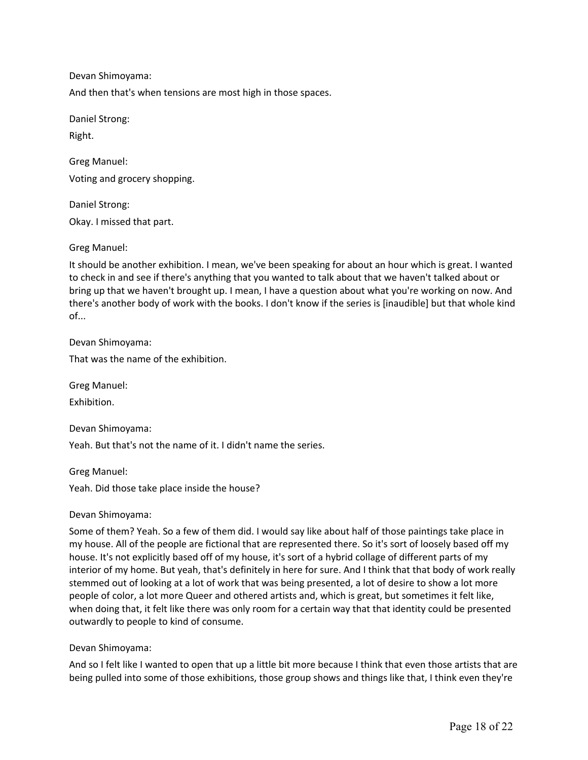Devan Shimoyama:

And then that's when tensions are most high in those spaces.

Daniel Strong:

Right.

Greg Manuel:

Voting and grocery shopping.

Daniel Strong:

Okay. I missed that part.

Greg Manuel:

It should be another exhibition. I mean, we've been speaking for about an hour which is great. I wanted to check in and see if there's anything that you wanted to talk about that we haven't talked about or bring up that we haven't brought up. I mean, I have a question about what you're working on now. And there's another body of work with the books. I don't know if the series is [inaudible] but that whole kind of...

Devan Shimoyama:

That was the name of the exhibition.

Greg Manuel:

Exhibition.

Devan Shimoyama:

Yeah. But that's not the name of it. I didn't name the series.

Greg Manuel:

Yeah. Did those take place inside the house?

Devan Shimoyama:

Some of them? Yeah. So a few of them did. I would say like about half of those paintings take place in my house. All of the people are fictional that are represented there. So it's sort of loosely based off my house. It's not explicitly based off of my house, it's sort of a hybrid collage of different parts of my interior of my home. But yeah, that's definitely in here for sure. And I think that that body of work really stemmed out of looking at a lot of work that was being presented, a lot of desire to show a lot more people of color, a lot more Queer and othered artists and, which is great, but sometimes it felt like, when doing that, it felt like there was only room for a certain way that that identity could be presented outwardly to people to kind of consume.

Devan Shimoyama:

And so I felt like I wanted to open that up a little bit more because I think that even those artists that are being pulled into some of those exhibitions, those group shows and things like that, I think even they're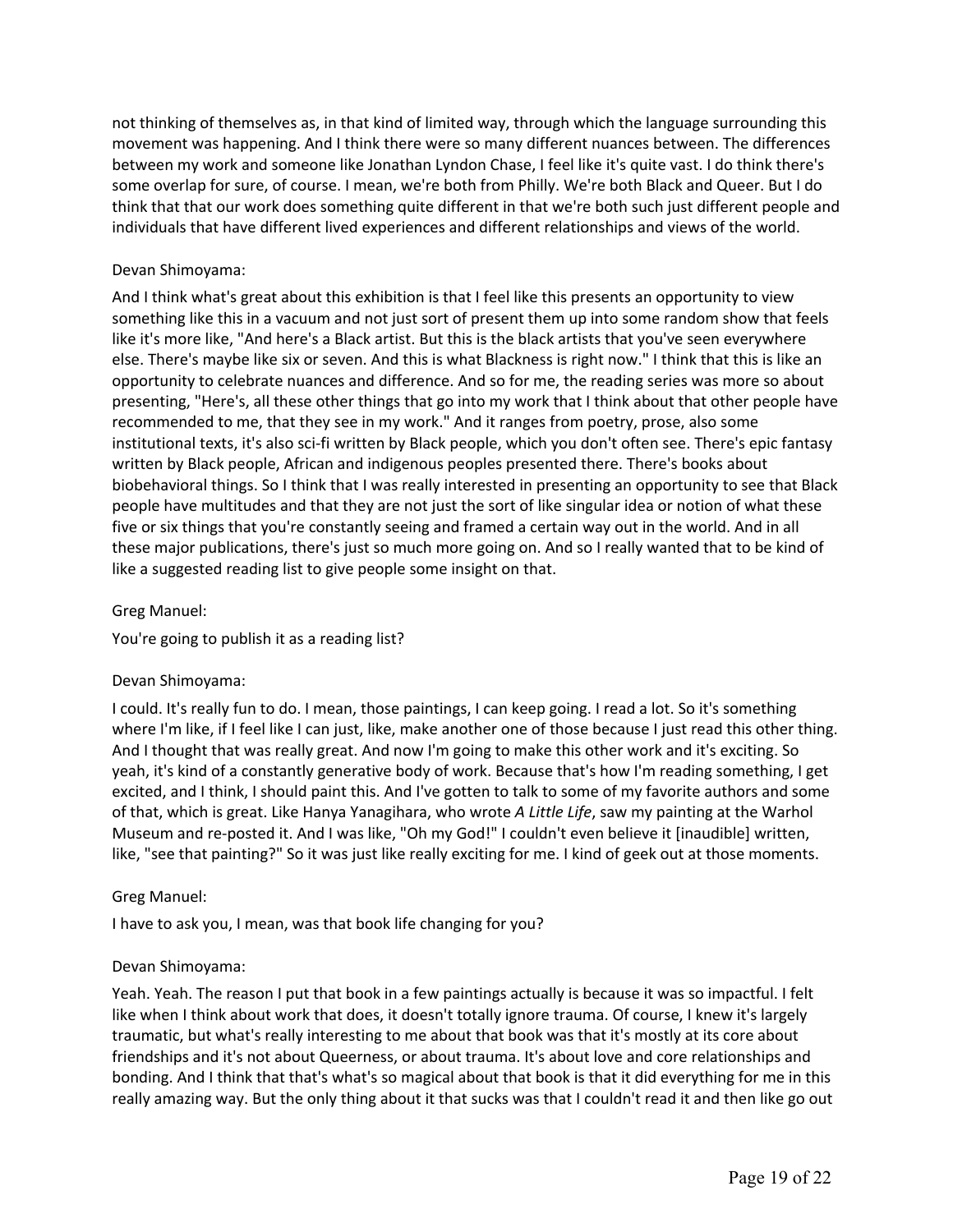not thinking of themselves as, in that kind of limited way, through which the language surrounding this movement was happening. And I think there were so many different nuances between. The differences between my work and someone like Jonathan Lyndon Chase, I feel like it's quite vast. I do think there's some overlap for sure, of course. I mean, we're both from Philly. We're both Black and Queer. But I do think that that our work does something quite different in that we're both such just different people and individuals that have different lived experiences and different relationships and views of the world.

Devan Shimoyama:

And I think what's great about this exhibition is that I feel like this presents an opportunity to view something like this in a vacuum and not just sort of present them up into some random show that feels like it's more like, "And here's a Black artist. But this is the black artists that you've seen everywhere else. There's maybe like six or seven. And this is what Blackness is right now." I think that this is like an opportunity to celebrate nuances and difference. And so for me, the reading series was more so about presenting, "Here's, all these other things that go into my work that I think about that other people have recommended to me, that they see in my work." And it ranges from poetry, prose, also some institutional texts, it's also sci-fi written by Black people, which you don't often see. There's epic fantasy written by Black people, African and indigenous peoples presented there. There's books about biobehavioral things. So I think that I was really interested in presenting an opportunity to see that Black people have multitudes and that they are not just the sort of like singular idea or notion of what these five or six things that you're constantly seeing and framed a certain way out in the world. And in all these major publications, there's just so much more going on. And so I really wanted that to be kind of like a suggested reading list to give people some insight on that.

Greg Manuel:

You're going to publish it as a reading list?

Devan Shimoyama:

I could. It's really fun to do. I mean, those paintings, I can keep going. I read a lot. So it's something where I'm like, if I feel like I can just, like, make another one of those because I just read this other thing. And I thought that was really great. And now I'm going to make this other work and it's exciting. So yeah, it's kind of a constantly generative body of work. Because that's how I'm reading something, I get excited, and I think, I should paint this. And I've gotten to talk to some of my favorite authors and some of that, which is great. Like Hanya Yanagihara, who wrote *A Little Life*, saw my painting at the Warhol Museum and re-posted it. And I was like, "Oh my God!" I couldn't even believe it [inaudible] written, like, "see that painting?" So it was just like really exciting for me. I kind of geek out at those moments.

Greg Manuel:

I have to ask you, I mean, was that book life changing for you?

Devan Shimoyama:

Yeah. Yeah. The reason I put that book in a few paintings actually is because it was so impactful. I felt like when I think about work that does, it doesn't totally ignore trauma. Of course, I knew it's largely traumatic, but what's really interesting to me about that book was that it's mostly at its core about friendships and it's not about Queerness, or about trauma. It's about love and core relationships and bonding. And I think that that's what's so magical about that book is that it did everything for me in this really amazing way. But the only thing about it that sucks was that I couldn't read it and then like go out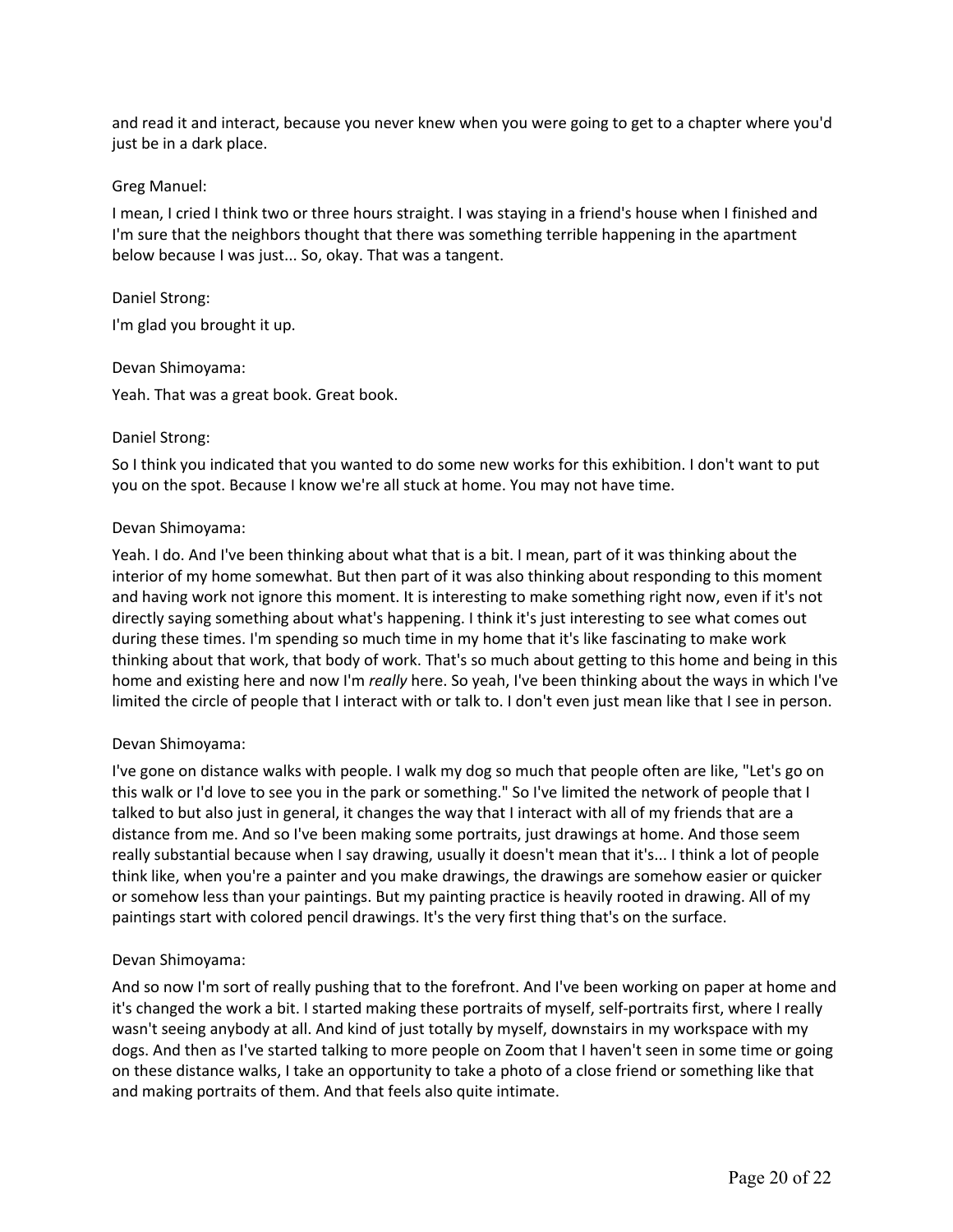and read it and interact, because you never knew when you were going to get to a chapter where you'd just be in a dark place.

Greg Manuel:

I mean, I cried I think two or three hours straight. I was staying in a friend's house when I finished and I'm sure that the neighbors thought that there was something terrible happening in the apartment below because I was just... So, okay. That was a tangent.

Daniel Strong:

I'm glad you brought it up.

Devan Shimoyama:

Yeah. That was a great book. Great book.

Daniel Strong:

So I think you indicated that you wanted to do some new works for this exhibition. I don't want to put you on the spot. Because I know we're all stuck at home. You may not have time.

Devan Shimoyama:

Yeah. I do. And I've been thinking about what that is a bit. I mean, part of it was thinking about the interior of my home somewhat. But then part of it was also thinking about responding to this moment and having work not ignore this moment. It is interesting to make something right now, even if it's not directly saying something about what's happening. I think it's just interesting to see what comes out during these times. I'm spending so much time in my home that it's like fascinating to make work thinking about that work, that body of work. That's so much about getting to this home and being in this home and existing here and now I'm *really* here. So yeah, I've been thinking about the ways in which I've limited the circle of people that I interact with or talk to. I don't even just mean like that I see in person.

Devan Shimoyama:

I've gone on distance walks with people. I walk my dog so much that people often are like, "Let's go on this walk or I'd love to see you in the park or something." So I've limited the network of people that I talked to but also just in general, it changes the way that I interact with all of my friends that are a distance from me. And so I've been making some portraits, just drawings at home. And those seem really substantial because when I say drawing, usually it doesn't mean that it's... I think a lot of people think like, when you're a painter and you make drawings, the drawings are somehow easier or quicker or somehow less than your paintings. But my painting practice is heavily rooted in drawing. All of my paintings start with colored pencil drawings. It's the very first thing that's on the surface.

Devan Shimoyama:

And so now I'm sort of really pushing that to the forefront. And I've been working on paper at home and it's changed the work a bit. I started making these portraits of myself, self-portraits first, where I really wasn't seeing anybody at all. And kind of just totally by myself, downstairs in my workspace with my dogs. And then as I've started talking to more people on Zoom that I haven't seen in some time or going on these distance walks, I take an opportunity to take a photo of a close friend or something like that and making portraits of them. And that feels also quite intimate.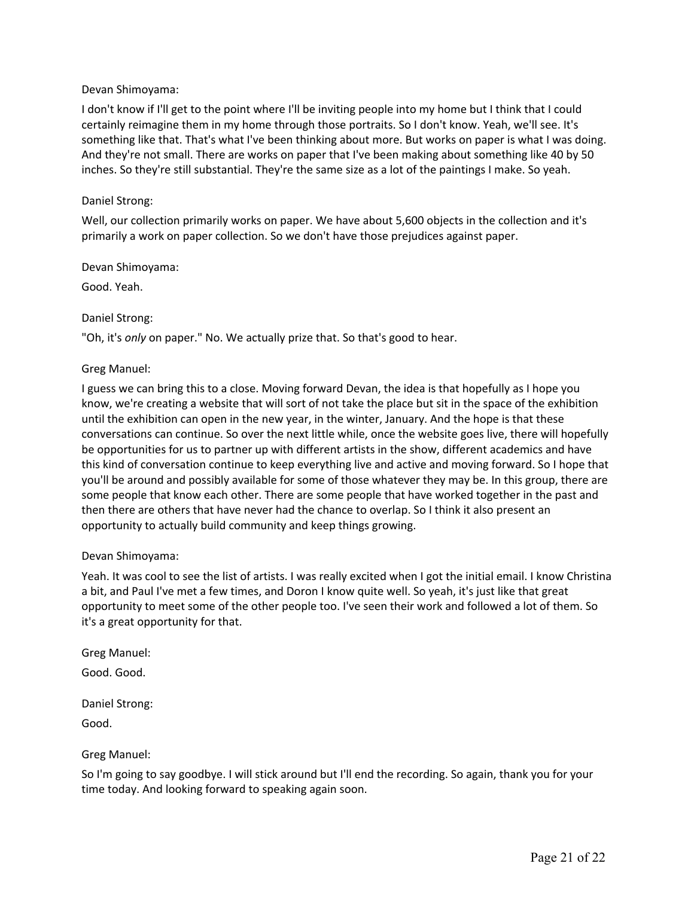Devan Shimoyama:

I don't know if I'll get to the point where I'll be inviting people into my home but I think that I could certainly reimagine them in my home through those portraits. So I don't know. Yeah, we'll see. It's something like that. That's what I've been thinking about more. But works on paper is what I was doing. And they're not small. There are works on paper that I've been making about something like 40 by 50 inches. So they're still substantial. They're the same size as a lot of the paintings I make. So yeah.

Daniel Strong:

Well, our collection primarily works on paper. We have about 5,600 objects in the collection and it's primarily a work on paper collection. So we don't have those prejudices against paper.

Devan Shimoyama:

Good. Yeah.

Daniel Strong:

"Oh, it's *only* on paper." No. We actually prize that. So that's good to hear.

Greg Manuel:

I guess we can bring this to a close. Moving forward Devan, the idea is that hopefully as I hope you know, we're creating a website that will sort of not take the place but sit in the space of the exhibition until the exhibition can open in the new year, in the winter, January. And the hope is that these conversations can continue. So over the next little while, once the website goes live, there will hopefully be opportunities for us to partner up with different artists in the show, different academics and have this kind of conversation continue to keep everything live and active and moving forward. So I hope that you'll be around and possibly available for some of those whatever they may be. In this group, there are some people that know each other. There are some people that have worked together in the past and then there are others that have never had the chance to overlap. So I think it also present an opportunity to actually build community and keep things growing.

Devan Shimoyama:

Yeah. It was cool to see the list of artists. I was really excited when I got the initial email. I know Christina a bit, and Paul I've met a few times, and Doron I know quite well. So yeah, it's just like that great opportunity to meet some of the other people too. I've seen their work and followed a lot of them. So it's a great opportunity for that.

Greg Manuel:

Good. Good.

Daniel Strong:

Good.

Greg Manuel:

So I'm going to say goodbye. I will stick around but I'll end the recording. So again, thank you for your time today. And looking forward to speaking again soon.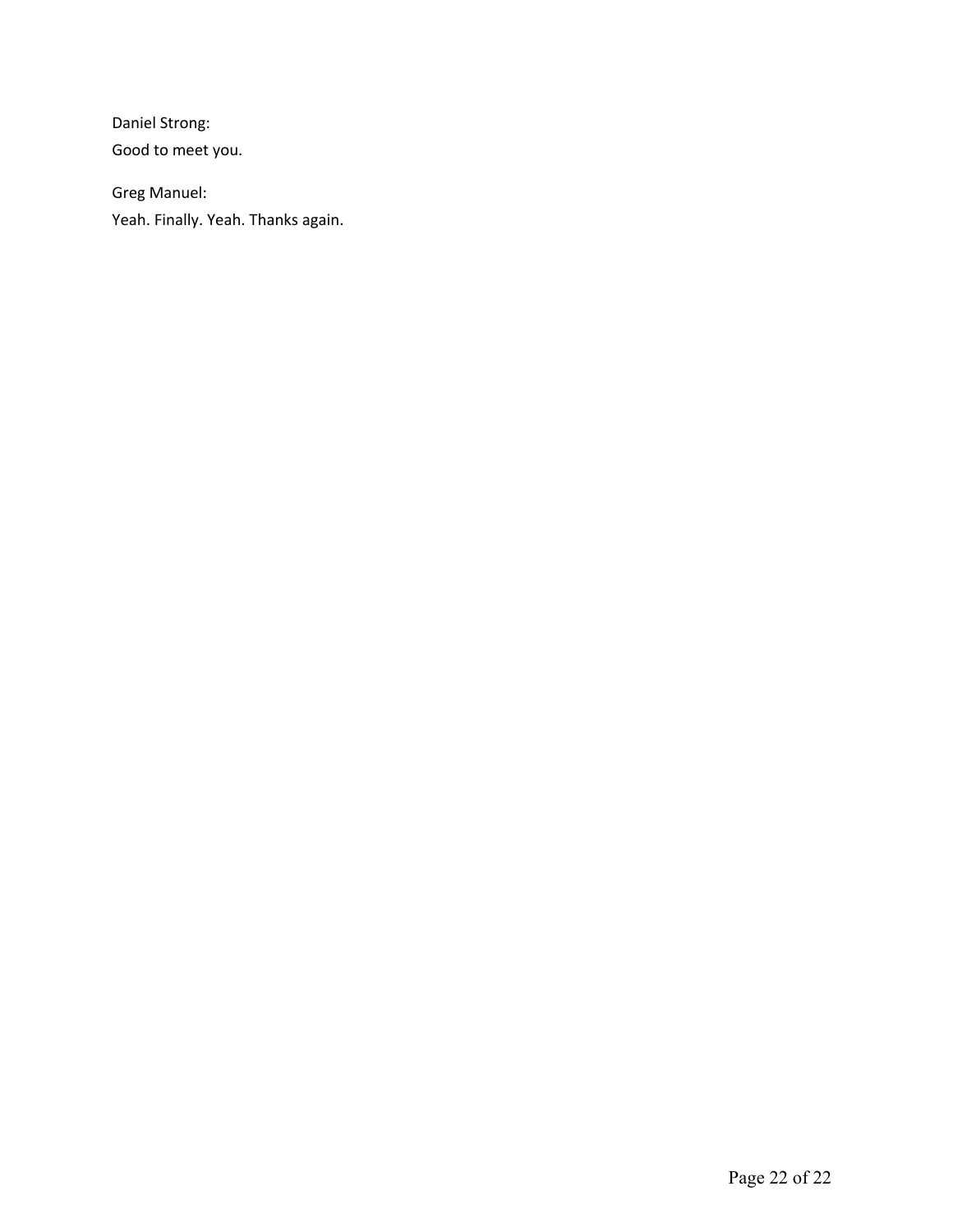Daniel Strong:
Good to meet you.

Greg Manuel:
Yeah. Finally. Yeah. Thanks again.